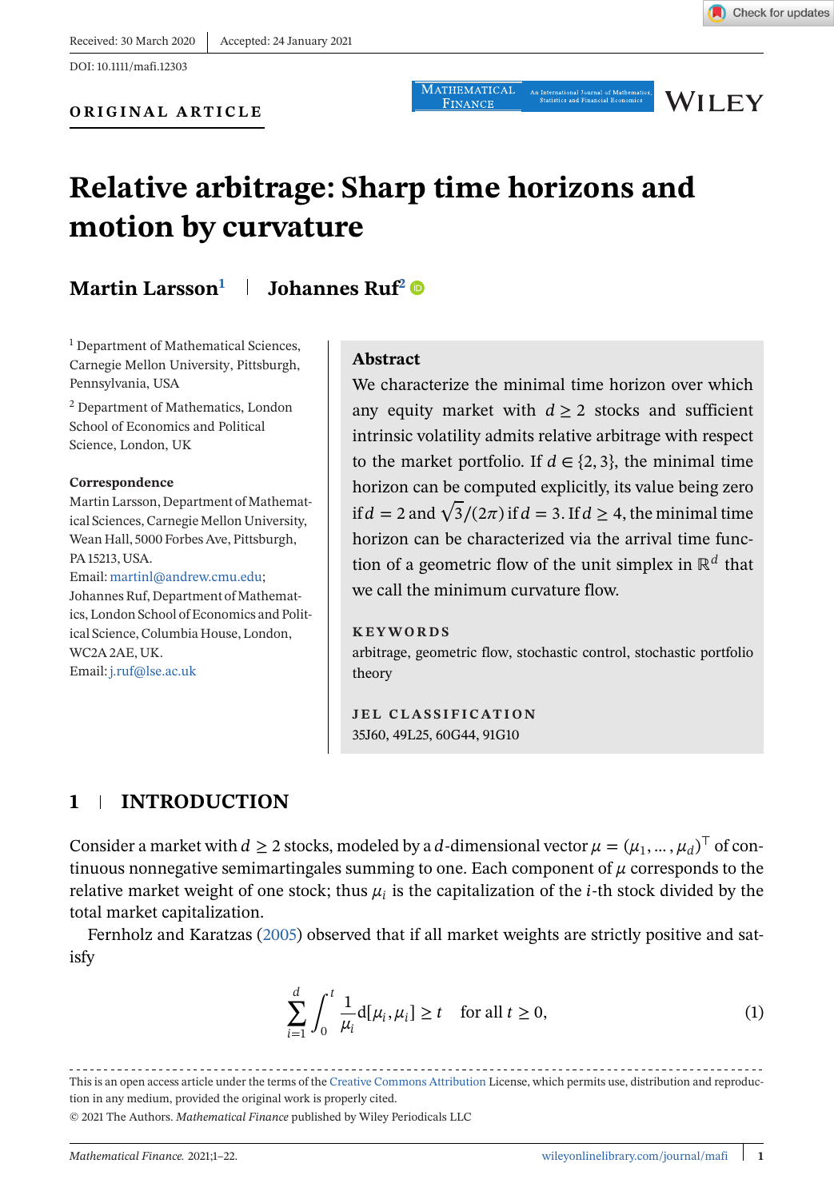Received: 30 March 2020 | Accepted: 24 January 2021

DOI: 10.1111/mafi.12303

**ORIGINAL ARTICLE**

# Relative arbitrage: Sharp time horizons and motion by curvature

**Martin Larsson**[1] | **Johannes Ruf**[2]

[1] Department of Mathematical Sciences, Carnegie Mellon University, Pittsburgh, Pennsylvania, USA

[2] Department of Mathematics, London School of Economics and Political Science, London, UK

**Correspondence**

Martin Larsson, Department of Mathematical Sciences, Carnegie Mellon University, Wean Hall, 5000 Forbes Ave, Pittsburgh, PA 15213, USA.
Email: martinl@andrew.cmu.edu;
Johannes Ruf, Department of Mathematics, London School of Economics and Political Science, Columbia House, London, WC2A 2AE, UK.
Email: j.ruf@lse.ac.uk

## Abstract

We characterize the minimal time horizon over which any equity market with $d \geq 2$ stocks and sufficient intrinsic volatility admits relative arbitrage with respect to the market portfolio. If $d \in \{2, 3\}$, the minimal time horizon can be computed explicitly, its value being zero if $d = 2$ and $\sqrt{3}/(2\pi)$ if $d = 3$. If $d \geq 4$, the minimal time horizon can be characterized via the arrival time function of a geometric flow of the unit simplex in $\mathbb{R}^d$ that we call the minimum curvature flow.

**KEYWORDS**

arbitrage, geometric flow, stochastic control, stochastic portfolio theory

**JEL CLASSIFICATION**

35J60, 49L25, 60G44, 91G10

## 1 | INTRODUCTION

Consider a market with $d \geq 2$ stocks, modeled by a $d$-dimensional vector $\mu = (\mu_1, \dots, \mu_d)^\top$ of continuous nonnegative semimartingales summing to one. Each component of $\mu$ corresponds to the relative market weight of one stock; thus $\mu_i$ is the capitalization of the $i$-th stock divided by the total market capitalization.

Fernholz and Karatzas (2005) observed that if all market weights are strictly positive and satisfy

$$\sum_{i=1}^{d} \int_0^t \frac{1}{\mu_i} \mathrm{d}[\mu_i, \mu_i] \geq t \quad \text{for all } t \geq 0, \tag{1}$$

This is an open access article under the terms of the Creative Commons Attribution License, which permits use, distribution and reproduction in any medium, provided the original work is properly cited.

© 2021 The Authors. *Mathematical Finance* published by Wiley Periodicals LLC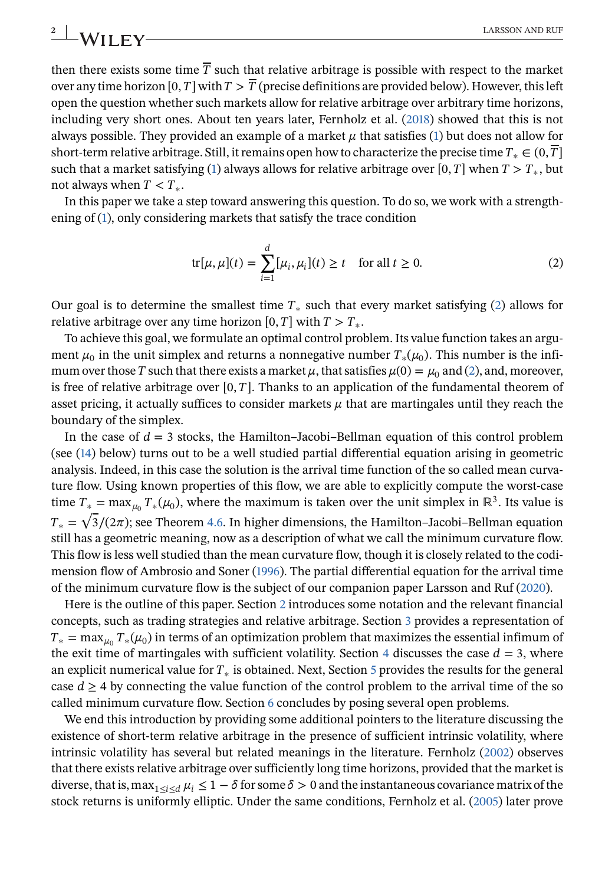then there exists some time $\overline{T}$ such that relative arbitrage is possible with respect to the market over any time horizon $[0, T]$ with $T > \overline{T}$ (precise definitions are provided below). However, this left open the question whether such markets allow for relative arbitrage over arbitrary time horizons, including very short ones. About ten years later, Fernholz et al. (2018) showed that this is not always possible. They provided an example of a market $\mu$ that satisfies (1) but does not allow for short-term relative arbitrage. Still, it remains open how to characterize the precise time $T_* \in (0, \overline{T}]$ such that a market satisfying (1) always allows for relative arbitrage over $[0, T]$ when $T > T_*$, but not always when $T < T_*$.

In this paper we take a step toward answering this question. To do so, we work with a strengthening of (1), only considering markets that satisfy the trace condition

$$\operatorname{tr}[\mu, \mu](t) = \sum_{i=1}^{d} [\mu_i, \mu_i](t) \geq t \quad \text{for all } t \geq 0. \tag{2}$$

Our goal is to determine the smallest time $T_*$ such that every market satisfying (2) allows for relative arbitrage over any time horizon $[0, T]$ with $T > T_*$.

To achieve this goal, we formulate an optimal control problem. Its value function takes an argument $\mu_0$ in the unit simplex and returns a nonnegative number $T_*(\mu_0)$. This number is the infimum over those $T$ such that there exists a market $\mu$, that satisfies $\mu(0) = \mu_0$ and (2), and, moreover, is free of relative arbitrage over $[0, T]$. Thanks to an application of the fundamental theorem of asset pricing, it actually suffices to consider markets $\mu$ that are martingales until they reach the boundary of the simplex.

In the case of $d = 3$ stocks, the Hamilton–Jacobi–Bellman equation of this control problem (see (14) below) turns out to be a well studied partial differential equation arising in geometric analysis. Indeed, in this case the solution is the arrival time function of the so called mean curvature flow. Using known properties of this flow, we are able to explicitly compute the worst-case time $T_* = \max_{\mu_0} T_*(\mu_0)$, where the maximum is taken over the unit simplex in $\mathbb{R}^3$. Its value is $T_* = \sqrt{3}/(2\pi)$; see Theorem 4.6. In higher dimensions, the Hamilton–Jacobi–Bellman equation still has a geometric meaning, now as a description of what we call the minimum curvature flow. This flow is less well studied than the mean curvature flow, though it is closely related to the codimension flow of Ambrosio and Soner (1996). The partial differential equation for the arrival time of the minimum curvature flow is the subject of our companion paper Larsson and Ruf (2020).

Here is the outline of this paper. Section 2 introduces some notation and the relevant financial concepts, such as trading strategies and relative arbitrage. Section 3 provides a representation of $T_* = \max_{\mu_0} T_*(\mu_0)$ in terms of an optimization problem that maximizes the essential infimum of the exit time of martingales with sufficient volatility. Section 4 discusses the case $d = 3$, where an explicit numerical value for $T_*$ is obtained. Next, Section 5 provides the results for the general case $d \geq 4$ by connecting the value function of the control problem to the arrival time of the so called minimum curvature flow. Section 6 concludes by posing several open problems.

We end this introduction by providing some additional pointers to the literature discussing the existence of short-term relative arbitrage in the presence of sufficient intrinsic volatility, where intrinsic volatility has several but related meanings in the literature. Fernholz (2002) observes that there exists relative arbitrage over sufficiently long time horizons, provided that the market is diverse, that is, $\max_{1 \leq i \leq d} \mu_i \leq 1 - \delta$ for some $\delta > 0$ and the instantaneous covariance matrix of the stock returns is uniformly elliptic. Under the same conditions, Fernholz et al. (2005) later prove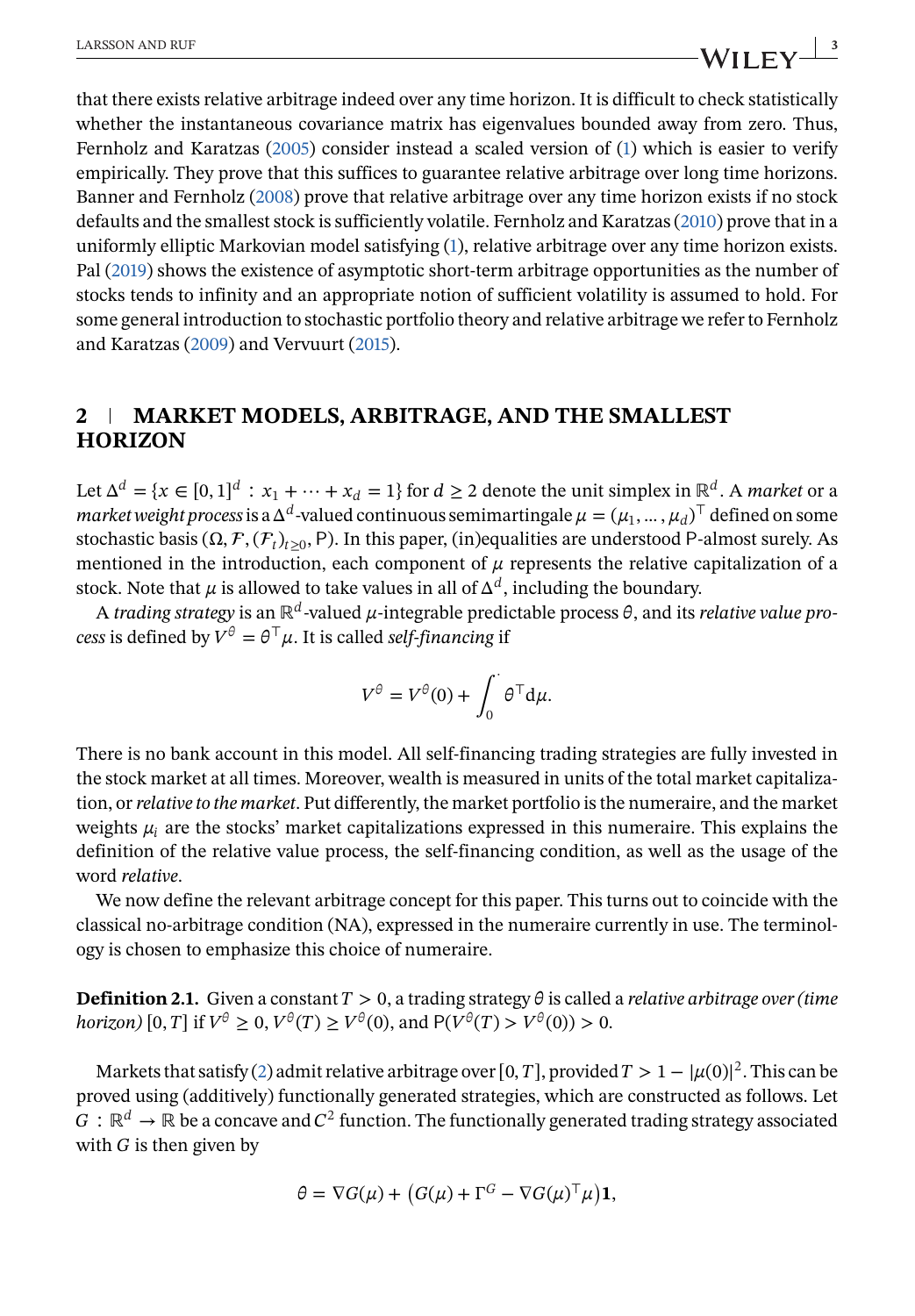that there exists relative arbitrage indeed over any time horizon. It is difficult to check statistically whether the instantaneous covariance matrix has eigenvalues bounded away from zero. Thus, Fernholz and Karatzas (2005) consider instead a scaled version of (1) which is easier to verify empirically. They prove that this suffices to guarantee relative arbitrage over long time horizons. Banner and Fernholz (2008) prove that relative arbitrage over any time horizon exists if no stock defaults and the smallest stock is sufficiently volatile. Fernholz and Karatzas (2010) prove that in a uniformly elliptic Markovian model satisfying (1), relative arbitrage over any time horizon exists. Pal (2019) shows the existence of asymptotic short-term arbitrage opportunities as the number of stocks tends to infinity and an appropriate notion of sufficient volatility is assumed to hold. For some general introduction to stochastic portfolio theory and relative arbitrage we refer to Fernholz and Karatzas (2009) and Vervuurt (2015).

## 2 | MARKET MODELS, ARBITRAGE, AND THE SMALLEST HORIZON

Let $\Delta^d = \{x \in [0,1]^d : x_1 + \cdots + x_d = 1\}$ for $d \geq 2$ denote the unit simplex in $\mathbb{R}^d$. A *market* or a *market weight process* is a $\Delta^d$-valued continuous semimartingale $\mu = (\mu_1, \ldots, \mu_d)^\top$ defined on some stochastic basis $(\Omega, \mathcal{F}, (\mathcal{F}_t)_{t\geq 0}, \mathrm{P})$. In this paper, (in)equalities are understood $\mathrm{P}$-almost surely. As mentioned in the introduction, each component of $\mu$ represents the relative capitalization of a stock. Note that $\mu$ is allowed to take values in all of $\Delta^d$, including the boundary.

A *trading strategy* is an $\mathbb{R}^d$-valued $\mu$-integrable predictable process $\theta$, and its *relative value process* is defined by $V^\theta = \theta^\top \mu$. It is called *self-financing* if

$$V^\theta = V^\theta(0) + \int_0^\cdot \theta^\top \mathrm{d}\mu.$$

There is no bank account in this model. All self-financing trading strategies are fully invested in the stock market at all times. Moreover, wealth is measured in units of the total market capitalization, or *relative to the market*. Put differently, the market portfolio is the numeraire, and the market weights $\mu_i$ are the stocks' market capitalizations expressed in this numeraire. This explains the definition of the relative value process, the self-financing condition, as well as the usage of the word *relative*.

We now define the relevant arbitrage concept for this paper. This turns out to coincide with the classical no-arbitrage condition (NA), expressed in the numeraire currently in use. The terminology is chosen to emphasize this choice of numeraire.

**Definition 2.1.** Given a constant $T > 0$, a trading strategy $\theta$ is called a *relative arbitrage over (time horizon)* $[0, T]$ if $V^\theta \geq 0$, $V^\theta(T) \geq V^\theta(0)$, and $\mathrm{P}(V^\theta(T) > V^\theta(0)) > 0$.

Markets that satisfy (2) admit relative arbitrage over $[0, T]$, provided $T > 1 - |\mu(0)|^2$. This can be proved using (additively) functionally generated strategies, which are constructed as follows. Let $G : \mathbb{R}^d \to \mathbb{R}$ be a concave and $C^2$ function. The functionally generated trading strategy associated with $G$ is then given by

$$\theta = \nabla G(\mu) + \left(G(\mu) + \Gamma^G - \nabla G(\mu)^\top \mu\right)\mathbf{1},$$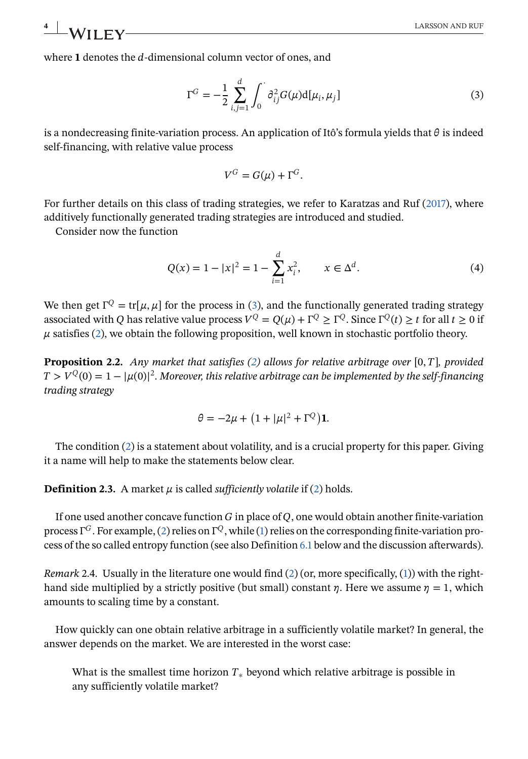where $\mathbf{1}$ denotes the $d$-dimensional column vector of ones, and

$$\Gamma^G = -\frac{1}{2} \sum_{i,j=1}^{d} \int_0^{\cdot} \partial^2_{ij} G(\mu) \mathrm{d}[\mu_i, \mu_j] \tag{3}$$

is a nondecreasing finite-variation process. An application of Itô's formula yields that $\theta$ is indeed self-financing, with relative value process

$$V^G = G(\mu) + \Gamma^G.$$

For further details on this class of trading strategies, we refer to Karatzas and Ruf (2017), where additively functionally generated trading strategies are introduced and studied.

Consider now the function

$$Q(x) = 1 - |x|^2 = 1 - \sum_{i=1}^{d} x_i^2, \qquad x \in \Delta^d. \tag{4}$$

We then get $\Gamma^Q = \operatorname{tr}[\mu, \mu]$ for the process in (3), and the functionally generated trading strategy associated with $Q$ has relative value process $V^Q = Q(\mu) + \Gamma^Q \geq \Gamma^Q$. Since $\Gamma^Q(t) \geq t$ for all $t \geq 0$ if $\mu$ satisfies (2), we obtain the following proposition, well known in stochastic portfolio theory.

**Proposition 2.2.** *Any market that satisfies (2) allows for relative arbitrage over $[0, T]$, provided $T > V^Q(0) = 1 - |\mu(0)|^2$. Moreover, this relative arbitrage can be implemented by the self-financing trading strategy*

$$\theta = -2\mu + \left(1 + |\mu|^2 + \Gamma^Q\right)\mathbf{1}.$$

The condition (2) is a statement about volatility, and is a crucial property for this paper. Giving it a name will help to make the statements below clear.

**Definition 2.3.** A market $\mu$ is called *sufficiently volatile* if (2) holds.

If one used another concave function $G$ in place of $Q$, one would obtain another finite-variation process $\Gamma^G$. For example, (2) relies on $\Gamma^Q$, while (1) relies on the corresponding finite-variation process of the so called entropy function (see also Definition 6.1 below and the discussion afterwards).

*Remark* 2.4. Usually in the literature one would find (2) (or, more specifically, (1)) with the right-hand side multiplied by a strictly positive (but small) constant $\eta$. Here we assume $\eta = 1$, which amounts to scaling time by a constant.

How quickly can one obtain relative arbitrage in a sufficiently volatile market? In general, the answer depends on the market. We are interested in the worst case:

> What is the smallest time horizon $T_*$ beyond which relative arbitrage is possible in any sufficiently volatile market?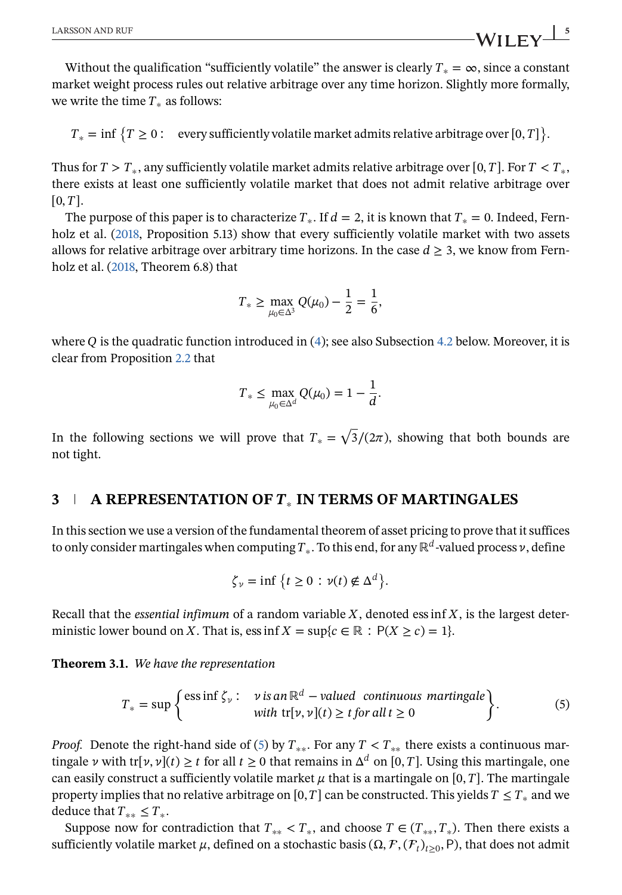Without the qualification "sufficiently volatile" the answer is clearly $T_* = \infty$, since a constant market weight process rules out relative arbitrage over any time horizon. Slightly more formally, we write the time $T_*$ as follows:

$$T_* = \inf\{T \geq 0 : \quad \text{every sufficiently volatile market admits relative arbitrage over } [0, T]\}.$$

Thus for $T > T_*$, any sufficiently volatile market admits relative arbitrage over $[0, T]$. For $T < T_*$, there exists at least one sufficiently volatile market that does not admit relative arbitrage over $[0, T]$.

The purpose of this paper is to characterize $T_*$. If $d = 2$, it is known that $T_* = 0$. Indeed, Fernholz et al. (2018, Proposition 5.13) show that every sufficiently volatile market with two assets allows for relative arbitrage over arbitrary time horizons. In the case $d \geq 3$, we know from Fernholz et al. (2018, Theorem 6.8) that

$$T_* \geq \max_{\mu_0 \in \Delta^3} Q(\mu_0) - \frac{1}{2} = \frac{1}{6},$$

where $Q$ is the quadratic function introduced in (4); see also Subsection 4.2 below. Moreover, it is clear from Proposition 2.2 that

$$T_* \leq \max_{\mu_0 \in \Delta^d} Q(\mu_0) = 1 - \frac{1}{d}.$$

In the following sections we will prove that $T_* = \sqrt{3}/(2\pi)$, showing that both bounds are not tight.

## 3 | A REPRESENTATION OF $T_*$ IN TERMS OF MARTINGALES

In this section we use a version of the fundamental theorem of asset pricing to prove that it suffices to only consider martingales when computing $T_*$. To this end, for any $\mathbb{R}^d$-valued process $\nu$, define

$$\zeta_\nu = \inf\{t \geq 0 : \nu(t) \notin \Delta^d\}.$$

Recall that the *essential infimum* of a random variable $X$, denoted $\operatorname{ess\,inf} X$, is the largest deterministic lower bound on $X$. That is, $\operatorname{ess\,inf} X = \sup\{c \in \mathbb{R} : \mathsf{P}(X \geq c) = 1\}$.

**Theorem 3.1.** *We have the representation*

$$T_* = \sup\left\{ \operatorname{ess\,inf} \zeta_\nu : \begin{array}{l} \nu \text{ is an } \mathbb{R}^d-\text{valued continuous martingale} \\ \text{with } \operatorname{tr}[\nu, \nu](t) \geq t \text{ for all } t \geq 0 \end{array} \right\}. \tag{5}$$

*Proof.* Denote the right-hand side of (5) by $T_{**}$. For any $T < T_{**}$ there exists a continuous martingale $\nu$ with $\operatorname{tr}[\nu, \nu](t) \geq t$ for all $t \geq 0$ that remains in $\Delta^d$ on $[0, T]$. Using this martingale, one can easily construct a sufficiently volatile market $\mu$ that is a martingale on $[0, T]$. The martingale property implies that no relative arbitrage on $[0, T]$ can be constructed. This yields $T \leq T_*$ and we deduce that $T_{**} \leq T_*$.

Suppose now for contradiction that $T_{**} < T_*$, and choose $T \in (T_{**}, T_*)$. Then there exists a sufficiently volatile market $\mu$, defined on a stochastic basis $(\Omega, \mathcal{F}, (\mathcal{F}_t)_{t \geq 0}, \mathsf{P})$, that does not admit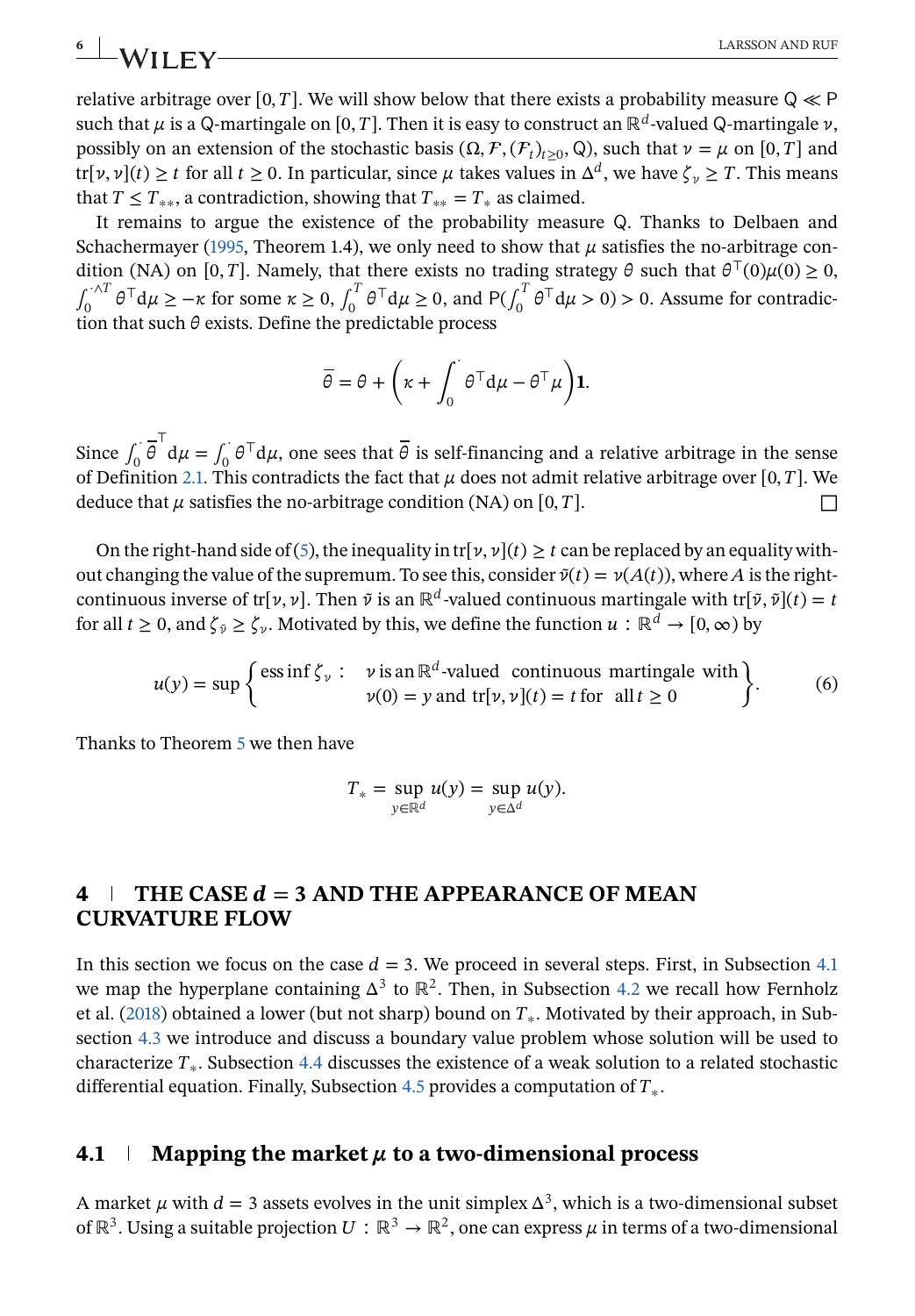relative arbitrage over $[0,T]$. We will show below that there exists a probability measure $\mathsf{Q} \ll \mathsf{P}$ such that $\mu$ is a $\mathsf{Q}$-martingale on $[0,T]$. Then it is easy to construct an $\mathbb{R}^d$-valued $\mathsf{Q}$-martingale $\nu$, possibly on an extension of the stochastic basis $(\Omega, \mathcal{F}, (\mathcal{F}_t)_{t\geq 0}, \mathsf{Q})$, such that $\nu = \mu$ on $[0,T]$ and $\mathrm{tr}[\nu,\nu](t) \geq t$ for all $t \geq 0$. In particular, since $\mu$ takes values in $\Delta^d$, we have $\zeta_\nu \geq T$. This means that $T \leq T_{**}$, a contradiction, showing that $T_{**} = T_*$ as claimed.

It remains to argue the existence of the probability measure $\mathsf{Q}$. Thanks to Delbaen and Schachermayer (1995, Theorem 1.4), we only need to show that $\mu$ satisfies the no-arbitrage condition (NA) on $[0,T]$. Namely, that there exists no trading strategy $\theta$ such that $\theta^\top(0)\mu(0) \geq 0$, $\int_0^{\cdot\wedge T} \theta^\top \mathrm{d}\mu \geq -\kappa$ for some $\kappa \geq 0$, $\int_0^T \theta^\top \mathrm{d}\mu \geq 0$, and $\mathsf{P}(\int_0^T \theta^\top \mathrm{d}\mu > 0) > 0$. Assume for contradiction that such $\theta$ exists. Define the predictable process

$$\overline{\theta} = \theta + \left(\kappa + \int_0^{\cdot} \theta^\top \mathrm{d}\mu - \theta^\top \mu\right)\mathbf{1}.$$

Since $\int_0^\cdot \overline{\theta}^\top \mathrm{d}\mu = \int_0^\cdot \theta^\top \mathrm{d}\mu$, one sees that $\overline{\theta}$ is self-financing and a relative arbitrage in the sense of Definition 2.1. This contradicts the fact that $\mu$ does not admit relative arbitrage over $[0,T]$. We deduce that $\mu$ satisfies the no-arbitrage condition (NA) on $[0,T]$. $\square$

On the right-hand side of (5), the inequality in $\mathrm{tr}[\nu,\nu](t) \geq t$ can be replaced by an equality without changing the value of the supremum. To see this, consider $\tilde{\nu}(t) = \nu(A(t))$, where $A$ is the right-continuous inverse of $\mathrm{tr}[\nu,\nu]$. Then $\tilde{\nu}$ is an $\mathbb{R}^d$-valued continuous martingale with $\mathrm{tr}[\tilde{\nu},\tilde{\nu}](t) = t$ for all $t \geq 0$, and $\zeta_{\tilde{\nu}} \geq \zeta_\nu$. Motivated by this, we define the function $u : \mathbb{R}^d \to [0,\infty)$ by

$$u(y) = \sup\left\{ \operatorname{ess\,inf} \zeta_\nu : \begin{array}{l} \nu \text{ is an } \mathbb{R}^d\text{-valued continuous martingale with} \\ \nu(0) = y \text{ and } \mathrm{tr}[\nu,\nu](t) = t \text{ for all } t \geq 0 \end{array} \right\}. \tag{6}$$

Thanks to Theorem 5 we then have

$$T_* = \sup_{y\in\mathbb{R}^d} u(y) = \sup_{y\in\Delta^d} u(y).$$

## 4 | THE CASE $d = 3$ AND THE APPEARANCE OF MEAN CURVATURE FLOW

In this section we focus on the case $d = 3$. We proceed in several steps. First, in Subsection 4.1 we map the hyperplane containing $\Delta^3$ to $\mathbb{R}^2$. Then, in Subsection 4.2 we recall how Fernholz et al. (2018) obtained a lower (but not sharp) bound on $T_*$. Motivated by their approach, in Subsection 4.3 we introduce and discuss a boundary value problem whose solution will be used to characterize $T_*$. Subsection 4.4 discusses the existence of a weak solution to a related stochastic differential equation. Finally, Subsection 4.5 provides a computation of $T_*$.

### 4.1 | Mapping the market $\mu$ to a two-dimensional process

A market $\mu$ with $d = 3$ assets evolves in the unit simplex $\Delta^3$, which is a two-dimensional subset of $\mathbb{R}^3$. Using a suitable projection $U : \mathbb{R}^3 \to \mathbb{R}^2$, one can express $\mu$ in terms of a two-dimensional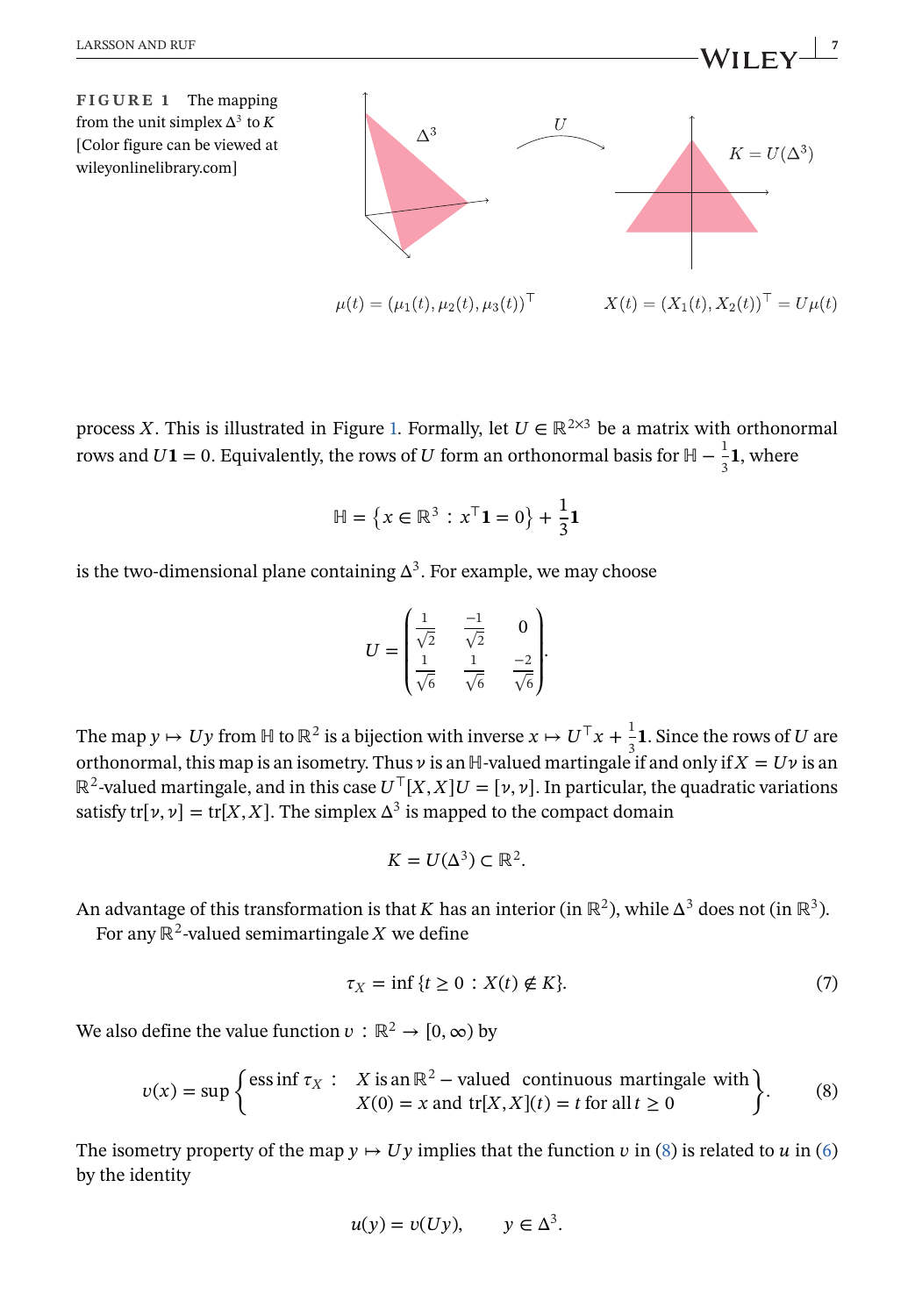**FIGURE 1** The mapping from the unit simplex $\Delta^3$ to $K$ [Color figure can be viewed at wileyonlinelibrary.com]

$\mu(t) = (\mu_1(t), \mu_2(t), \mu_3(t))^\top$ $\qquad X(t) = (X_1(t), X_2(t))^\top = U\mu(t)$

process $X$. This is illustrated in Figure 1. Formally, let $U \in \mathbb{R}^{2\times 3}$ be a matrix with orthonormal rows and $U\mathbf{1} = 0$. Equivalently, the rows of $U$ form an orthonormal basis for $\mathbb{H} - \frac{1}{3}\mathbf{1}$, where

$$\mathbb{H} = \left\{ x \in \mathbb{R}^3 : x^\top \mathbf{1} = 0 \right\} + \frac{1}{3}\mathbf{1}$$

is the two-dimensional plane containing $\Delta^3$. For example, we may choose

$$U = \begin{pmatrix} \frac{1}{\sqrt{2}} & \frac{-1}{\sqrt{2}} & 0 \\ \frac{1}{\sqrt{6}} & \frac{1}{\sqrt{6}} & \frac{-2}{\sqrt{6}} \end{pmatrix}.$$

The map $y \mapsto Uy$ from $\mathbb{H}$ to $\mathbb{R}^2$ is a bijection with inverse $x \mapsto U^\top x + \frac{1}{3}\mathbf{1}$. Since the rows of $U$ are orthonormal, this map is an isometry. Thus $\nu$ is an $\mathbb{H}$-valued martingale if and only if $X = U\nu$ is an $\mathbb{R}^2$-valued martingale, and in this case $U^\top [X, X]U = [\nu, \nu]$. In particular, the quadratic variations satisfy $\mathrm{tr}[\nu, \nu] = \mathrm{tr}[X, X]$. The simplex $\Delta^3$ is mapped to the compact domain

$$K = U(\Delta^3) \subset \mathbb{R}^2.$$

An advantage of this transformation is that $K$ has an interior (in $\mathbb{R}^2$), while $\Delta^3$ does not (in $\mathbb{R}^3$).

For any $\mathbb{R}^2$-valued semimartingale $X$ we define

$$\tau_X = \inf\{t \geq 0 : X(t) \notin K\}. \tag{7}$$

We also define the value function $v : \mathbb{R}^2 \to [0, \infty)$ by

$$v(x) = \sup \left\{ \begin{array}{ll} \operatorname{ess\,inf} \tau_X : & X \text{ is an } \mathbb{R}^2 - \text{valued continuous martingale with} \\ & X(0) = x \text{ and } \mathrm{tr}[X, X](t) = t \text{ for all } t \geq 0 \end{array} \right\}. \tag{8}$$

The isometry property of the map $y \mapsto Uy$ implies that the function $v$ in (8) is related to $u$ in (6) by the identity

$$u(y) = v(Uy), \qquad y \in \Delta^3.$$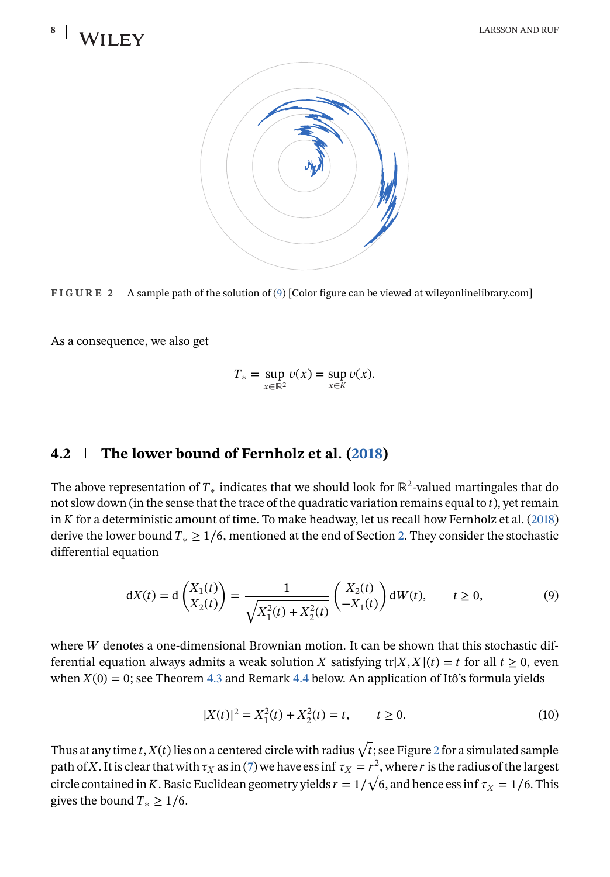FIGURE 2 A sample path of the solution of (9) [Color figure can be viewed at wileyonlinelibrary.com]

As a consequence, we also get

$$T_* = \sup_{x \in \mathbb{R}^2} v(x) = \sup_{x \in K} v(x).$$

## 4.2 | The lower bound of Fernholz et al. (2018)

The above representation of $T_*$ indicates that we should look for $\mathbb{R}^2$-valued martingales that do not slow down (in the sense that the trace of the quadratic variation remains equal to $t$), yet remain in $K$ for a deterministic amount of time. To make headway, let us recall how Fernholz et al. (2018) derive the lower bound $T_* \geq 1/6$, mentioned at the end of Section 2. They consider the stochastic differential equation

$$\mathrm{d}X(t) = \mathrm{d}\begin{pmatrix} X_1(t) \\ X_2(t) \end{pmatrix} = \frac{1}{\sqrt{X_1^2(t) + X_2^2(t)}} \begin{pmatrix} X_2(t) \\ -X_1(t) \end{pmatrix} \mathrm{d}W(t), \qquad t \geq 0, \tag{9}$$

where $W$ denotes a one-dimensional Brownian motion. It can be shown that this stochastic differential equation always admits a weak solution $X$ satisfying $\operatorname{tr}[X, X](t) = t$ for all $t \geq 0$, even when $X(0) = 0$; see Theorem 4.3 and Remark 4.4 below. An application of Itô's formula yields

$$|X(t)|^2 = X_1^2(t) + X_2^2(t) = t, \qquad t \geq 0. \tag{10}$$

Thus at any time $t$, $X(t)$ lies on a centered circle with radius $\sqrt{t}$; see Figure 2 for a simulated sample path of $X$. It is clear that with $\tau_X$ as in (7) we have ess inf $\tau_X = r^2$, where $r$ is the radius of the largest circle contained in $K$. Basic Euclidean geometry yields $r = 1/\sqrt{6}$, and hence ess inf $\tau_X = 1/6$. This gives the bound $T_* \geq 1/6$.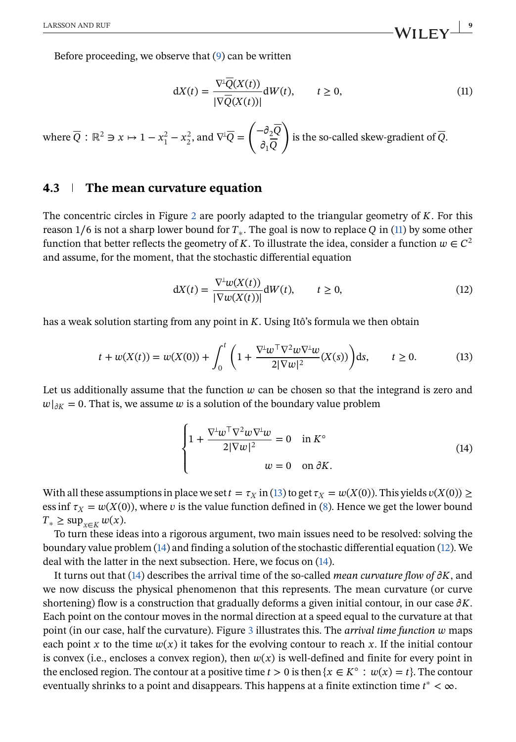Before proceeding, we observe that (9) can be written

$$\mathrm{d}X(t) = \frac{\nabla^{\perp}\overline{Q}(X(t))}{|\nabla\overline{Q}(X(t))|}\mathrm{d}W(t), \qquad t \geq 0, \tag{11}$$

where $\overline{Q} : \mathbb{R}^2 \ni x \mapsto 1 - x_1^2 - x_2^2$, and $\nabla^{\perp}\overline{Q} = \begin{pmatrix} -\partial_2\overline{Q} \\ \partial_1\overline{Q} \end{pmatrix}$ is the so-called skew-gradient of $\overline{Q}$.

## 4.3 | The mean curvature equation

The concentric circles in Figure 2 are poorly adapted to the triangular geometry of $K$. For this reason $1/6$ is not a sharp lower bound for $T_*$. The goal is now to replace $Q$ in (11) by some other function that better reflects the geometry of $K$. To illustrate the idea, consider a function $w \in C^2$ and assume, for the moment, that the stochastic differential equation

$$\mathrm{d}X(t) = \frac{\nabla^{\perp}w(X(t))}{|\nabla w(X(t))|}\mathrm{d}W(t), \qquad t \geq 0, \tag{12}$$

has a weak solution starting from any point in $K$. Using Itô's formula we then obtain

$$t + w(X(t)) = w(X(0)) + \int_0^t \left(1 + \frac{\nabla^{\perp}w^{\top}\nabla^2 w \nabla^{\perp}w}{2|\nabla w|^2}(X(s))\right)\mathrm{d}s, \qquad t \geq 0. \tag{13}$$

Let us additionally assume that the function $w$ can be chosen so that the integrand is zero and $w|_{\partial K} = 0$. That is, we assume $w$ is a solution of the boundary value problem

$$\begin{cases} 1 + \dfrac{\nabla^{\perp}w^{\top}\nabla^2 w \nabla^{\perp}w}{2|\nabla w|^2} = 0 & \text{in } K^{\circ} \\ \qquad\qquad\qquad\quad w = 0 & \text{on } \partial K. \end{cases} \tag{14}$$

With all these assumptions in place we set $t = \tau_X$ in (13) to get $\tau_X = w(X(0))$. This yields $v(X(0)) \geq \operatorname{ess\,inf} \tau_X = w(X(0))$, where $v$ is the value function defined in (8). Hence we get the lower bound $T_* \geq \sup_{x \in K} w(x)$.

To turn these ideas into a rigorous argument, two main issues need to be resolved: solving the boundary value problem (14) and finding a solution of the stochastic differential equation (12). We deal with the latter in the next subsection. Here, we focus on (14).

It turns out that (14) describes the arrival time of the so-called *mean curvature flow of* $\partial K$, and we now discuss the physical phenomenon that this represents. The mean curvature (or curve shortening) flow is a construction that gradually deforms a given initial contour, in our case $\partial K$. Each point on the contour moves in the normal direction at a speed equal to the curvature at that point (in our case, half the curvature). Figure 3 illustrates this. The *arrival time function* $w$ maps each point $x$ to the time $w(x)$ it takes for the evolving contour to reach $x$. If the initial contour is convex (i.e., encloses a convex region), then $w(x)$ is well-defined and finite for every point in the enclosed region. The contour at a positive time $t > 0$ is then $\{x \in K^{\circ} : w(x) = t\}$. The contour eventually shrinks to a point and disappears. This happens at a finite extinction time $t^* < \infty$.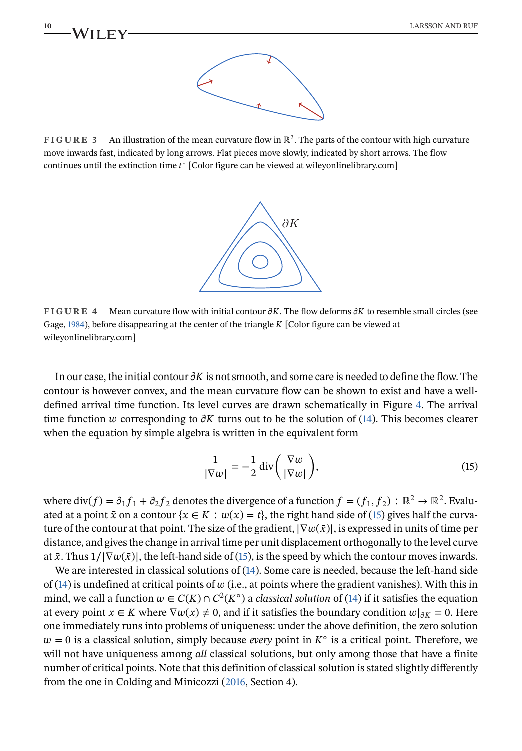FIGURE 3 An illustration of the mean curvature flow in $\mathbb{R}^2$. The parts of the contour with high curvature move inwards fast, indicated by long arrows. Flat pieces move slowly, indicated by short arrows. The flow continues until the extinction time $t^*$ [Color figure can be viewed at wileyonlinelibrary.com]

FIGURE 4 Mean curvature flow with initial contour $\partial K$. The flow deforms $\partial K$ to resemble small circles (see Gage, 1984), before disappearing at the center of the triangle $K$ [Color figure can be viewed at wileyonlinelibrary.com]

In our case, the initial contour $\partial K$ is not smooth, and some care is needed to define the flow. The contour is however convex, and the mean curvature flow can be shown to exist and have a well-defined arrival time function. Its level curves are drawn schematically in Figure 4. The arrival time function $w$ corresponding to $\partial K$ turns out to be the solution of (14). This becomes clearer when the equation by simple algebra is written in the equivalent form

$$\frac{1}{|\nabla w|} = -\frac{1}{2}\operatorname{div}\left(\frac{\nabla w}{|\nabla w|}\right), \tag{15}$$

where $\operatorname{div}(f) = \partial_1 f_1 + \partial_2 f_2$ denotes the divergence of a function $f = (f_1, f_2) : \mathbb{R}^2 \to \mathbb{R}^2$. Evaluated at a point $\bar{x}$ on a contour $\{x \in K : w(x) = t\}$, the right hand side of (15) gives half the curvature of the contour at that point. The size of the gradient, $|\nabla w(\bar{x})|$, is expressed in units of time per distance, and gives the change in arrival time per unit displacement orthogonally to the level curve at $\bar{x}$. Thus $1/|\nabla w(\bar{x})|$, the left-hand side of (15), is the speed by which the contour moves inwards.

We are interested in classical solutions of (14). Some care is needed, because the left-hand side of (14) is undefined at critical points of $w$ (i.e., at points where the gradient vanishes). With this in mind, we call a function $w \in C(K) \cap C^2(K^\circ)$ a *classical solution* of (14) if it satisfies the equation at every point $x \in K$ where $\nabla w(x) \neq 0$, and if it satisfies the boundary condition $w|_{\partial K} = 0$. Here one immediately runs into problems of uniqueness: under the above definition, the zero solution $w = 0$ is a classical solution, simply because *every* point in $K^\circ$ is a critical point. Therefore, we will not have uniqueness among *all* classical solutions, but only among those that have a finite number of critical points. Note that this definition of classical solution is stated slightly differently from the one in Colding and Minicozzi (2016, Section 4).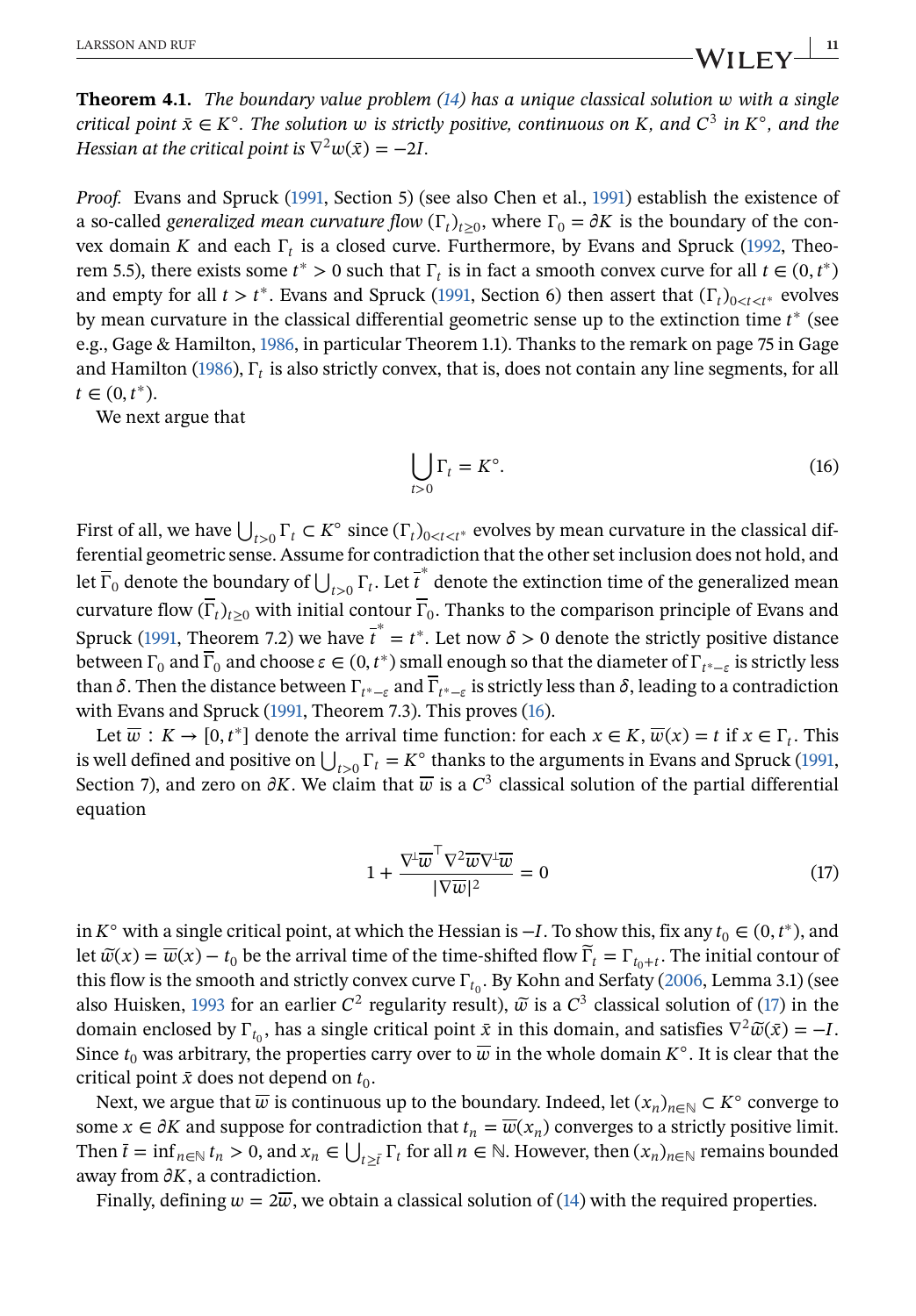**Theorem 4.1.** *The boundary value problem (14) has a unique classical solution $w$ with a single critical point $\bar{x} \in K^\circ$. The solution $w$ is strictly positive, continuous on $K$, and $C^3$ in $K^\circ$, and the Hessian at the critical point is $\nabla^2 w(\bar{x}) = -2I$.*

*Proof.* Evans and Spruck (1991, Section 5) (see also Chen et al., 1991) establish the existence of a so-called *generalized mean curvature flow* $(\Gamma_t)_{t\geq 0}$, where $\Gamma_0 = \partial K$ is the boundary of the convex domain $K$ and each $\Gamma_t$ is a closed curve. Furthermore, by Evans and Spruck (1992, Theorem 5.5), there exists some $t^* > 0$ such that $\Gamma_t$ is in fact a smooth convex curve for all $t \in (0, t^*)$ and empty for all $t > t^*$. Evans and Spruck (1991, Section 6) then assert that $(\Gamma_t)_{0<t<t^*}$ evolves by mean curvature in the classical differential geometric sense up to the extinction time $t^*$ (see e.g., Gage & Hamilton, 1986, in particular Theorem 1.1). Thanks to the remark on page 75 in Gage and Hamilton (1986), $\Gamma_t$ is also strictly convex, that is, does not contain any line segments, for all $t \in (0, t^*)$.

We next argue that

$$\bigcup_{t>0} \Gamma_t = K^\circ. \tag{16}$$

First of all, we have $\bigcup_{t>0} \Gamma_t \subset K^\circ$ since $(\Gamma_t)_{0<t<t^*}$ evolves by mean curvature in the classical differential geometric sense. Assume for contradiction that the other set inclusion does not hold, and let $\overline{\Gamma}_0$ denote the boundary of $\bigcup_{t>0} \Gamma_t$. Let $\bar{t}^*$ denote the extinction time of the generalized mean curvature flow $(\overline{\Gamma}_t)_{t\geq 0}$ with initial contour $\overline{\Gamma}_0$. Thanks to the comparison principle of Evans and Spruck (1991, Theorem 7.2) we have $\bar{t}^* = t^*$. Let now $\delta > 0$ denote the strictly positive distance between $\Gamma_0$ and $\overline{\Gamma}_0$ and choose $\varepsilon \in (0, t^*)$ small enough so that the diameter of $\Gamma_{t^*-\varepsilon}$ is strictly less than $\delta$. Then the distance between $\Gamma_{t^*-\varepsilon}$ and $\overline{\Gamma}_{t^*-\varepsilon}$ is strictly less than $\delta$, leading to a contradiction with Evans and Spruck (1991, Theorem 7.3). This proves (16).

Let $\overline{w} : K \to [0, t^*]$ denote the arrival time function: for each $x \in K$, $\overline{w}(x) = t$ if $x \in \Gamma_t$. This is well defined and positive on $\bigcup_{t>0} \Gamma_t = K^\circ$ thanks to the arguments in Evans and Spruck (1991, Section 7), and zero on $\partial K$. We claim that $\overline{w}$ is a $C^3$ classical solution of the partial differential equation

$$1 + \frac{\nabla^\perp \overline{w}^\top \nabla^2 \overline{w} \nabla^\perp \overline{w}}{|\nabla \overline{w}|^2} = 0 \tag{17}$$

in $K^\circ$ with a single critical point, at which the Hessian is $-I$. To show this, fix any $t_0 \in (0, t^*)$, and let $\widetilde{w}(x) = \overline{w}(x) - t_0$ be the arrival time of the time-shifted flow $\widetilde{\Gamma}_t = \Gamma_{t_0+t}$. The initial contour of this flow is the smooth and strictly convex curve $\Gamma_{t_0}$. By Kohn and Serfaty (2006, Lemma 3.1) (see also Huisken, 1993 for an earlier $C^2$ regularity result), $\widetilde{w}$ is a $C^3$ classical solution of (17) in the domain enclosed by $\Gamma_{t_0}$, has a single critical point $\bar{x}$ in this domain, and satisfies $\nabla^2 \widetilde{w}(\bar{x}) = -I$. Since $t_0$ was arbitrary, the properties carry over to $\overline{w}$ in the whole domain $K^\circ$. It is clear that the critical point $\bar{x}$ does not depend on $t_0$.

Next, we argue that $\overline{w}$ is continuous up to the boundary. Indeed, let $(x_n)_{n\in\mathbb{N}} \subset K^\circ$ converge to some $x \in \partial K$ and suppose for contradiction that $t_n = \overline{w}(x_n)$ converges to a strictly positive limit. Then $\bar{t} = \inf_{n\in\mathbb{N}} t_n > 0$, and $x_n \in \bigcup_{t\geq \bar{t}} \Gamma_t$ for all $n \in \mathbb{N}$. However, then $(x_n)_{n\in\mathbb{N}}$ remains bounded away from $\partial K$, a contradiction.

Finally, defining $w = 2\overline{w}$, we obtain a classical solution of (14) with the required properties.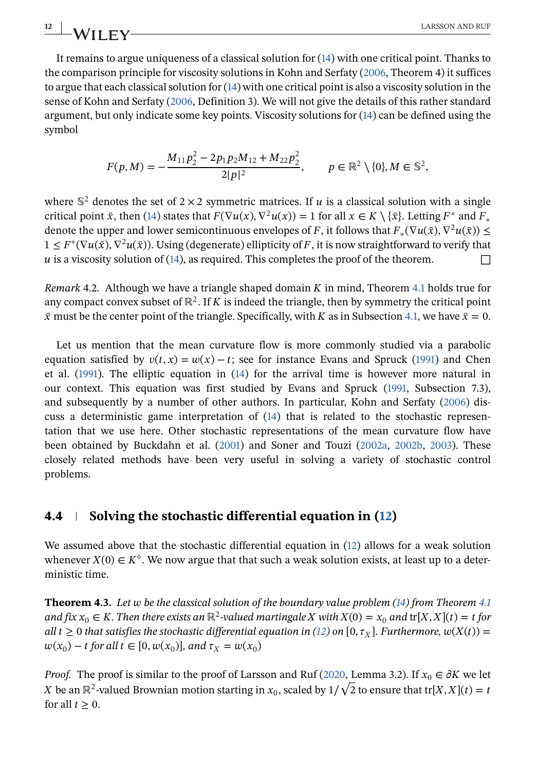It remains to argue uniqueness of a classical solution for (14) with one critical point. Thanks to the comparison principle for viscosity solutions in Kohn and Serfaty (2006, Theorem 4) it suffices to argue that each classical solution for (14) with one critical point is also a viscosity solution in the sense of Kohn and Serfaty (2006, Definition 3). We will not give the details of this rather standard argument, but only indicate some key points. Viscosity solutions for (14) can be defined using the symbol

$$F(p, M) = -\frac{M_{11}p_2^2 - 2p_1p_2M_{12} + M_{22}p_2^2}{2|p|^2}, \qquad p \in \mathbb{R}^2 \setminus \{0\}, M \in \mathbb{S}^2,$$

where $\mathbb{S}^2$ denotes the set of $2 \times 2$ symmetric matrices. If $u$ is a classical solution with a single critical point $\bar{x}$, then (14) states that $F(\nabla u(x), \nabla^2 u(x)) = 1$ for all $x \in K \setminus \{\bar{x}\}$. Letting $F^*$ and $F_*$ denote the upper and lower semicontinuous envelopes of $F$, it follows that $F_*(\nabla u(\bar{x}), \nabla^2 u(\bar{x})) \leq 1 \leq F^*(\nabla u(\bar{x}), \nabla^2 u(\bar{x}))$. Using (degenerate) ellipticity of $F$, it is now straightforward to verify that $u$ is a viscosity solution of (14), as required. This completes the proof of the theorem. □

*Remark* 4.2. Although we have a triangle shaped domain $K$ in mind, Theorem 4.1 holds true for any compact convex subset of $\mathbb{R}^2$. If $K$ is indeed the triangle, then by symmetry the critical point $\bar{x}$ must be the center point of the triangle. Specifically, with $K$ as in Subsection 4.1, we have $\bar{x} = 0$.

Let us mention that the mean curvature flow is more commonly studied via a parabolic equation satisfied by $v(t, x) = w(x) - t$; see for instance Evans and Spruck (1991) and Chen et al. (1991). The elliptic equation in (14) for the arrival time is however more natural in our context. This equation was first studied by Evans and Spruck (1991, Subsection 7.3), and subsequently by a number of other authors. In particular, Kohn and Serfaty (2006) discuss a deterministic game interpretation of (14) that is related to the stochastic representation that we use here. Other stochastic representations of the mean curvature flow have been obtained by Buckdahn et al. (2001) and Soner and Touzi (2002a, 2002b, 2003). These closely related methods have been very useful in solving a variety of stochastic control problems.

## 4.4 | Solving the stochastic differential equation in (12)

We assumed above that the stochastic differential equation in (12) allows for a weak solution whenever $X(0) \in K^\circ$. We now argue that that such a weak solution exists, at least up to a deterministic time.

**Theorem 4.3.** *Let $w$ be the classical solution of the boundary value problem (14) from Theorem 4.1 and fix $x_0 \in K$. Then there exists an $\mathbb{R}^2$-valued martingale $X$ with $X(0) = x_0$ and $\operatorname{tr}[X, X](t) = t$ for all $t \geq 0$ that satisfies the stochastic differential equation in (12) on $[0, \tau_X]$. Furthermore, $w(X(t)) = w(x_0) - t$ for all $t \in [0, w(x_0)]$, and $\tau_X = w(x_0)$*

*Proof.* The proof is similar to the proof of Larsson and Ruf (2020, Lemma 3.2). If $x_0 \in \partial K$ we let $X$ be an $\mathbb{R}^2$-valued Brownian motion starting in $x_0$, scaled by $1/\sqrt{2}$ to ensure that $\operatorname{tr}[X, X](t) = t$ for all $t \geq 0$.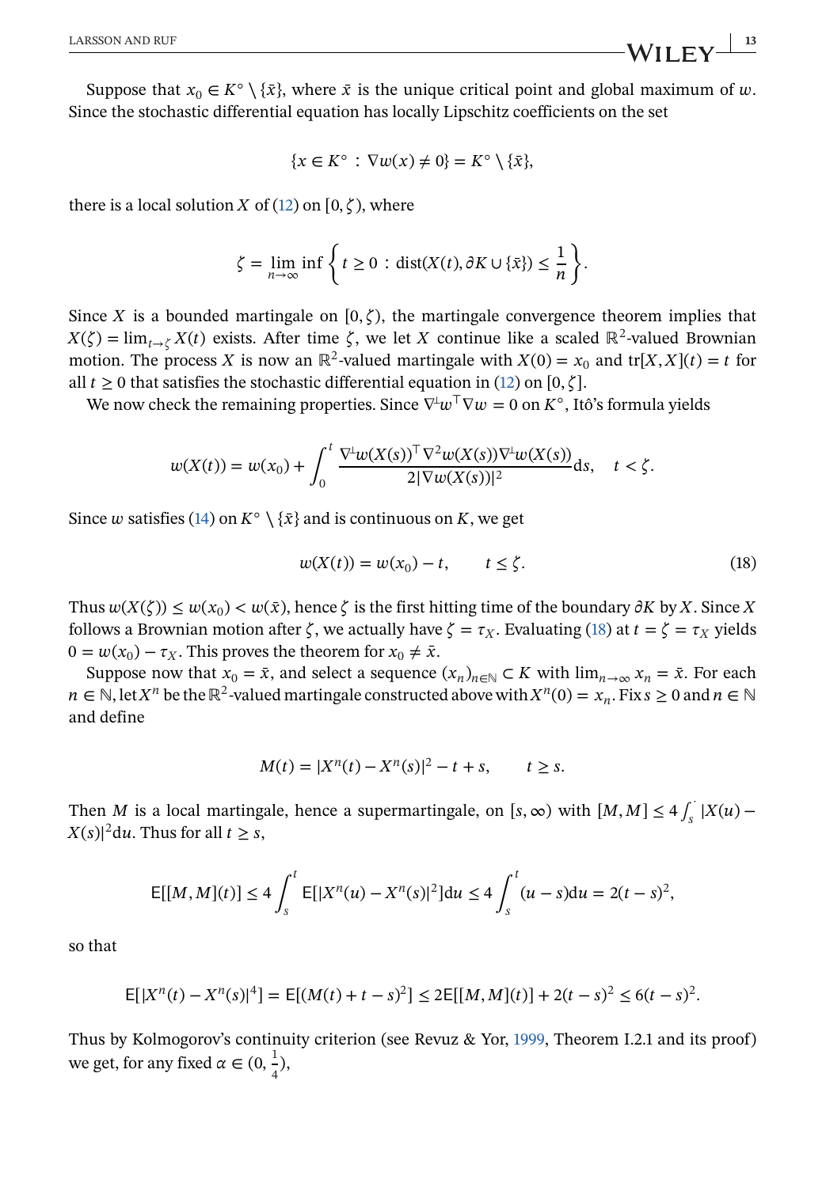Suppose that $x_0 \in K^\circ \setminus \{\bar{x}\}$, where $\bar{x}$ is the unique critical point and global maximum of $w$. Since the stochastic differential equation has locally Lipschitz coefficients on the set

$$\{x \in K^\circ : \nabla w(x) \neq 0\} = K^\circ \setminus \{\bar{x}\},$$

there is a local solution $X$ of (12) on $[0, \zeta)$, where

$$\zeta = \lim_{n\to\infty} \inf \left\{ t \geq 0 : \operatorname{dist}(X(t), \partial K \cup \{\bar{x}\}) \leq \frac{1}{n} \right\}.$$

Since $X$ is a bounded martingale on $[0, \zeta)$, the martingale convergence theorem implies that $X(\zeta) = \lim_{t\to\zeta} X(t)$ exists. After time $\zeta$, we let $X$ continue like a scaled $\mathbb{R}^2$-valued Brownian motion. The process $X$ is now an $\mathbb{R}^2$-valued martingale with $X(0) = x_0$ and $\operatorname{tr}[X, X](t) = t$ for all $t \geq 0$ that satisfies the stochastic differential equation in (12) on $[0, \zeta]$.

We now check the remaining properties. Since $\nabla^\perp w^\top \nabla w = 0$ on $K^\circ$, Itô's formula yields

$$w(X(t)) = w(x_0) + \int_0^t \frac{\nabla^\perp w(X(s))^\top \nabla^2 w(X(s)) \nabla^\perp w(X(s))}{2|\nabla w(X(s))|^2} \mathrm{d}s, \quad t < \zeta.$$

Since $w$ satisfies (14) on $K^\circ \setminus \{\bar{x}\}$ and is continuous on $K$, we get

$$w(X(t)) = w(x_0) - t, \qquad t \leq \zeta. \tag{18}$$

Thus $w(X(\zeta)) \leq w(x_0) < w(\bar{x})$, hence $\zeta$ is the first hitting time of the boundary $\partial K$ by $X$. Since $X$ follows a Brownian motion after $\zeta$, we actually have $\zeta = \tau_X$. Evaluating (18) at $t = \zeta = \tau_X$ yields $0 = w(x_0) - \tau_X$. This proves the theorem for $x_0 \neq \bar{x}$.

Suppose now that $x_0 = \bar{x}$, and select a sequence $(x_n)_{n\in\mathbb{N}} \subset K$ with $\lim_{n\to\infty} x_n = \bar{x}$. For each $n \in \mathbb{N}$, let $X^n$ be the $\mathbb{R}^2$-valued martingale constructed above with $X^n(0) = x_n$. Fix $s \geq 0$ and $n \in \mathbb{N}$ and define

$$M(t) = |X^n(t) - X^n(s)|^2 - t + s, \qquad t \geq s.$$

Then $M$ is a local martingale, hence a supermartingale, on $[s, \infty)$ with $[M, M] \leq 4 \int_s^\cdot |X(u) - X(s)|^2 \mathrm{d}u$. Thus for all $t \geq s$,

$$\mathsf{E}[[M, M](t)] \leq 4 \int_s^t \mathsf{E}[|X^n(u) - X^n(s)|^2] \mathrm{d}u \leq 4 \int_s^t (u - s) \mathrm{d}u = 2(t - s)^2,$$

so that

$$\mathsf{E}[|X^n(t) - X^n(s)|^4] = \mathsf{E}[(M(t) + t - s)^2] \leq 2\mathsf{E}[[M, M](t)] + 2(t - s)^2 \leq 6(t - s)^2.$$

Thus by Kolmogorov's continuity criterion (see Revuz & Yor, 1999, Theorem I.2.1 and its proof) we get, for any fixed $\alpha \in (0, \frac{1}{4})$,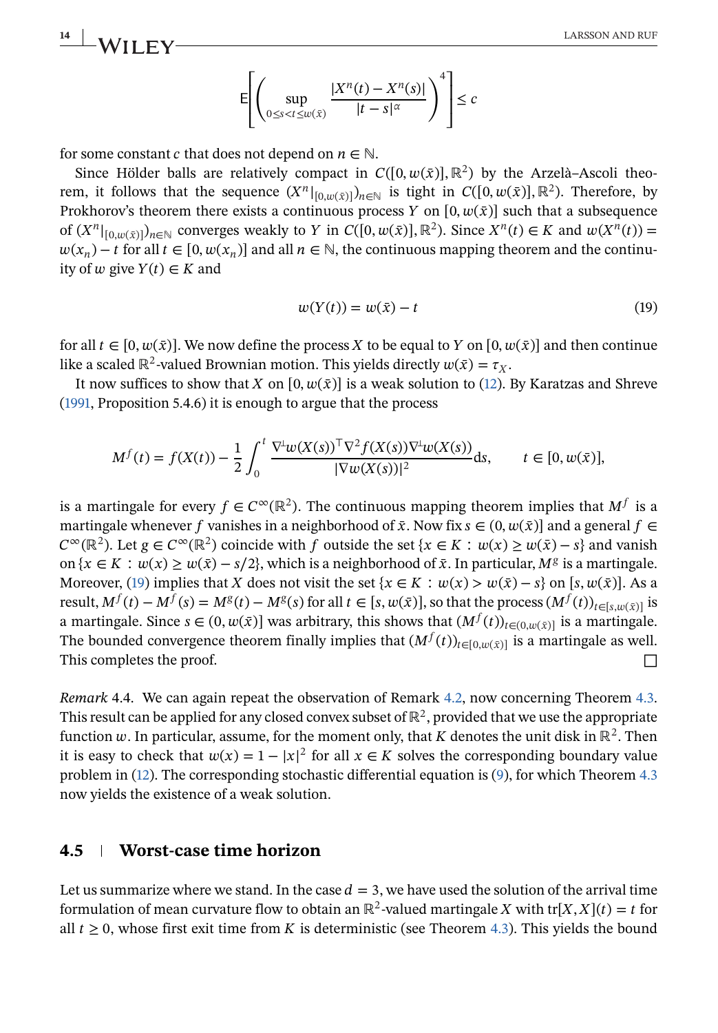$$\mathsf{E}\left[\left(\sup_{0\le s<t\le w(\bar{x})} \frac{|X^n(t)-X^n(s)|}{|t-s|^\alpha}\right)^4\right] \le c$$

for some constant $c$ that does not depend on $n \in \mathbb{N}$.

Since Hölder balls are relatively compact in $C([0, w(\bar{x})], \mathbb{R}^2)$ by the Arzelà–Ascoli theorem, it follows that the sequence $(X^n|_{[0,w(\bar{x})]})_{n\in\mathbb{N}}$ is tight in $C([0, w(\bar{x})], \mathbb{R}^2)$. Therefore, by Prokhorov's theorem there exists a continuous process $Y$ on $[0, w(\bar{x})]$ such that a subsequence of $(X^n|_{[0,w(\bar{x})]})_{n\in\mathbb{N}}$ converges weakly to $Y$ in $C([0, w(\bar{x})], \mathbb{R}^2)$. Since $X^n(t) \in K$ and $w(X^n(t)) = w(x_n) - t$ for all $t \in [0, w(x_n)]$ and all $n \in \mathbb{N}$, the continuous mapping theorem and the continuity of $w$ give $Y(t) \in K$ and

$$w(Y(t)) = w(\bar{x}) - t \tag{19}$$

for all $t \in [0, w(\bar{x})]$. We now define the process $X$ to be equal to $Y$ on $[0, w(\bar{x})]$ and then continue like a scaled $\mathbb{R}^2$-valued Brownian motion. This yields directly $w(\bar{x}) = \tau_X$.

It now suffices to show that $X$ on $[0, w(\bar{x})]$ is a weak solution to (12). By Karatzas and Shreve (1991, Proposition 5.4.6) it is enough to argue that the process

$$M^f(t) = f(X(t)) - \frac{1}{2}\int_0^t \frac{\nabla^\perp w(X(s))^\top \nabla^2 f(X(s)) \nabla^\perp w(X(s))}{|\nabla w(X(s))|^2} \mathrm{d}s, \qquad t \in [0, w(\bar{x})],$$

is a martingale for every $f \in C^\infty(\mathbb{R}^2)$. The continuous mapping theorem implies that $M^f$ is a martingale whenever $f$ vanishes in a neighborhood of $\bar{x}$. Now fix $s \in (0, w(\bar{x})]$ and a general $f \in C^\infty(\mathbb{R}^2)$. Let $g \in C^\infty(\mathbb{R}^2)$ coincide with $f$ outside the set $\{x \in K : w(x) \ge w(\bar{x}) - s\}$ and vanish on $\{x \in K : w(x) \ge w(\bar{x}) - s/2\}$, which is a neighborhood of $\bar{x}$. In particular, $M^g$ is a martingale. Moreover, (19) implies that $X$ does not visit the set $\{x \in K : w(x) > w(\bar{x}) - s\}$ on $[s, w(\bar{x})]$. As a result, $M^f(t) - M^f(s) = M^g(t) - M^g(s)$ for all $t \in [s, w(\bar{x})]$, so that the process $(M^f(t))_{t\in[s,w(\bar{x})]}$ is a martingale. Since $s \in (0, w(\bar{x})]$ was arbitrary, this shows that $(M^f(t))_{t\in(0,w(\bar{x})]}$ is a martingale. The bounded convergence theorem finally implies that $(M^f(t))_{t\in[0,w(\bar{x})]}$ is a martingale as well. This completes the proof. ☐

*Remark* 4.4. We can again repeat the observation of Remark 4.2, now concerning Theorem 4.3. This result can be applied for any closed convex subset of $\mathbb{R}^2$, provided that we use the appropriate function $w$. In particular, assume, for the moment only, that $K$ denotes the unit disk in $\mathbb{R}^2$. Then it is easy to check that $w(x) = 1 - |x|^2$ for all $x \in K$ solves the corresponding boundary value problem in (12). The corresponding stochastic differential equation is (9), for which Theorem 4.3 now yields the existence of a weak solution.

## 4.5 Worst-case time horizon

Let us summarize where we stand. In the case $d = 3$, we have used the solution of the arrival time formulation of mean curvature flow to obtain an $\mathbb{R}^2$-valued martingale $X$ with $\mathrm{tr}[X, X](t) = t$ for all $t \ge 0$, whose first exit time from $K$ is deterministic (see Theorem 4.3). This yields the bound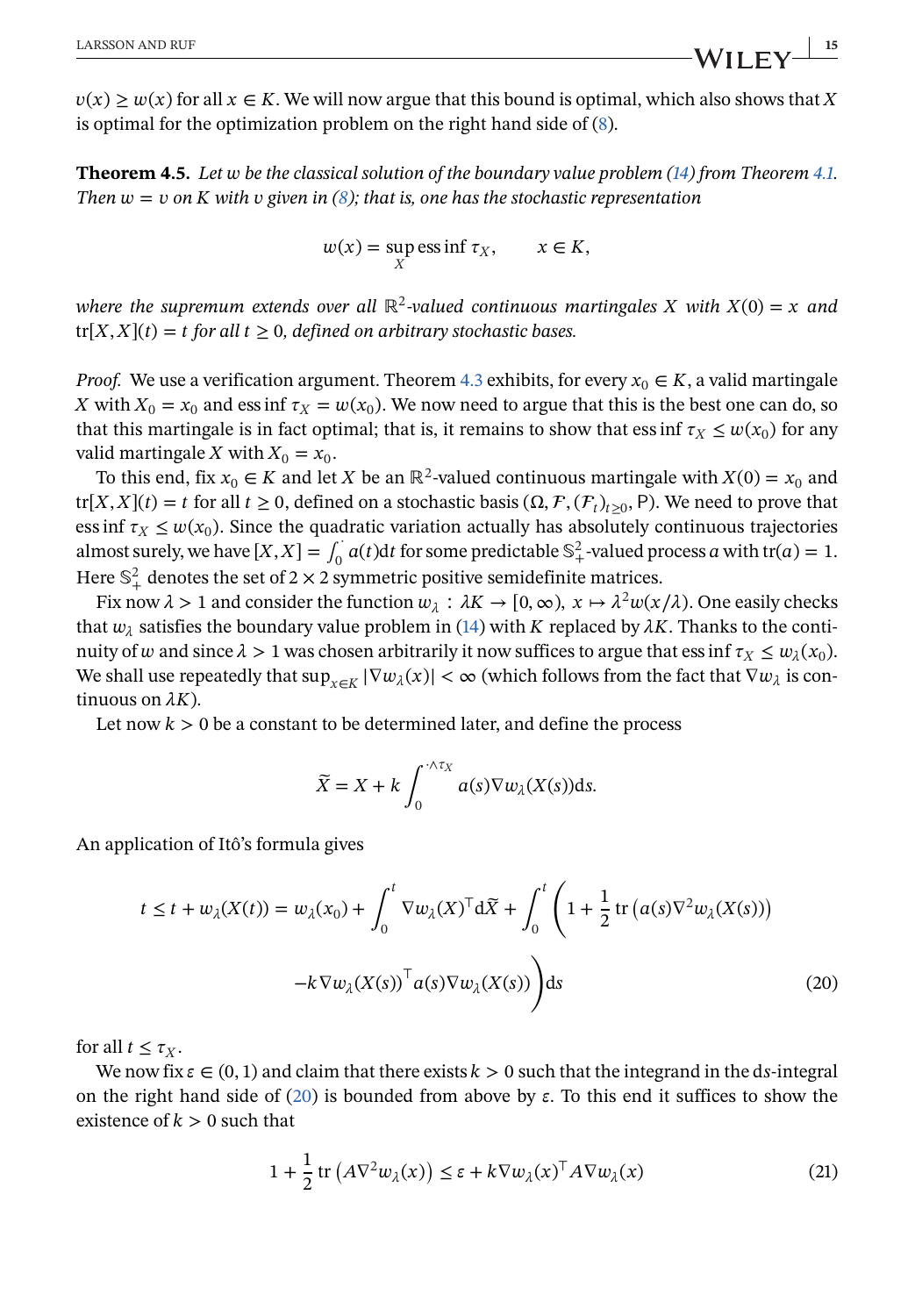$v(x) \geq w(x)$ for all $x \in K$. We will now argue that this bound is optimal, which also shows that $X$ is optimal for the optimization problem on the right hand side of (8).

**Theorem 4.5.** *Let $w$ be the classical solution of the boundary value problem (14) from Theorem 4.1. Then $w = v$ on $K$ with $v$ given in (8); that is, one has the stochastic representation*

$$w(x) = \sup_X \operatorname{ess\,inf} \tau_X, \qquad x \in K,$$

*where the supremum extends over all $\mathbb{R}^2$-valued continuous martingales $X$ with $X(0) = x$ and $\operatorname{tr}[X, X](t) = t$ for all $t \geq 0$, defined on arbitrary stochastic bases.*

*Proof.* We use a verification argument. Theorem 4.3 exhibits, for every $x_0 \in K$, a valid martingale $X$ with $X_0 = x_0$ and $\operatorname{ess\,inf} \tau_X = w(x_0)$. We now need to argue that this is the best one can do, so that this martingale is in fact optimal; that is, it remains to show that $\operatorname{ess\,inf} \tau_X \leq w(x_0)$ for any valid martingale $X$ with $X_0 = x_0$.

To this end, fix $x_0 \in K$ and let $X$ be an $\mathbb{R}^2$-valued continuous martingale with $X(0) = x_0$ and $\operatorname{tr}[X, X](t) = t$ for all $t \geq 0$, defined on a stochastic basis $(\Omega, \mathcal{F}, (\mathcal{F}_t)_{t\geq 0}, \mathsf{P})$. We need to prove that $\operatorname{ess\,inf} \tau_X \leq w(x_0)$. Since the quadratic variation actually has absolutely continuous trajectories almost surely, we have $[X, X] = \int_0^\cdot a(t)\mathrm{d}t$ for some predictable $\mathbb{S}^2_+$-valued process $a$ with $\operatorname{tr}(a) = 1$. Here $\mathbb{S}^2_+$ denotes the set of $2 \times 2$ symmetric positive semidefinite matrices.

Fix now $\lambda > 1$ and consider the function $w_\lambda : \lambda K \to [0, \infty)$, $x \mapsto \lambda^2 w(x/\lambda)$. One easily checks that $w_\lambda$ satisfies the boundary value problem in (14) with $K$ replaced by $\lambda K$. Thanks to the continuity of $w$ and since $\lambda > 1$ was chosen arbitrarily it now suffices to argue that $\operatorname{ess\,inf} \tau_X \leq w_\lambda(x_0)$. We shall use repeatedly that $\sup_{x\in K} |\nabla w_\lambda(x)| < \infty$ (which follows from the fact that $\nabla w_\lambda$ is continuous on $\lambda K$).

Let now $k > 0$ be a constant to be determined later, and define the process

$$\widetilde{X} = X + k \int_0^{\cdot \wedge \tau_X} a(s) \nabla w_\lambda(X(s)) \mathrm{d}s.$$

An application of Itô's formula gives

$$\begin{aligned} t \leq t + w_\lambda(X(t)) = w_\lambda(x_0) + \int_0^t \nabla w_\lambda(X)^\top \mathrm{d}\widetilde{X} + \int_0^t \Bigg( & 1 + \frac{1}{2} \operatorname{tr}\left(a(s) \nabla^2 w_\lambda(X(s))\right) \\ & - k \nabla w_\lambda(X(s))^\top a(s) \nabla w_\lambda(X(s)) \Bigg) \mathrm{d}s \end{aligned} \tag{20}$$

for all $t \leq \tau_X$.

We now fix $\varepsilon \in (0, 1)$ and claim that there exists $k > 0$ such that the integrand in the d$s$-integral on the right hand side of (20) is bounded from above by $\varepsilon$. To this end it suffices to show the existence of $k > 0$ such that

$$1 + \frac{1}{2} \operatorname{tr}\left(A \nabla^2 w_\lambda(x)\right) \leq \varepsilon + k \nabla w_\lambda(x)^\top A \nabla w_\lambda(x) \tag{21}$$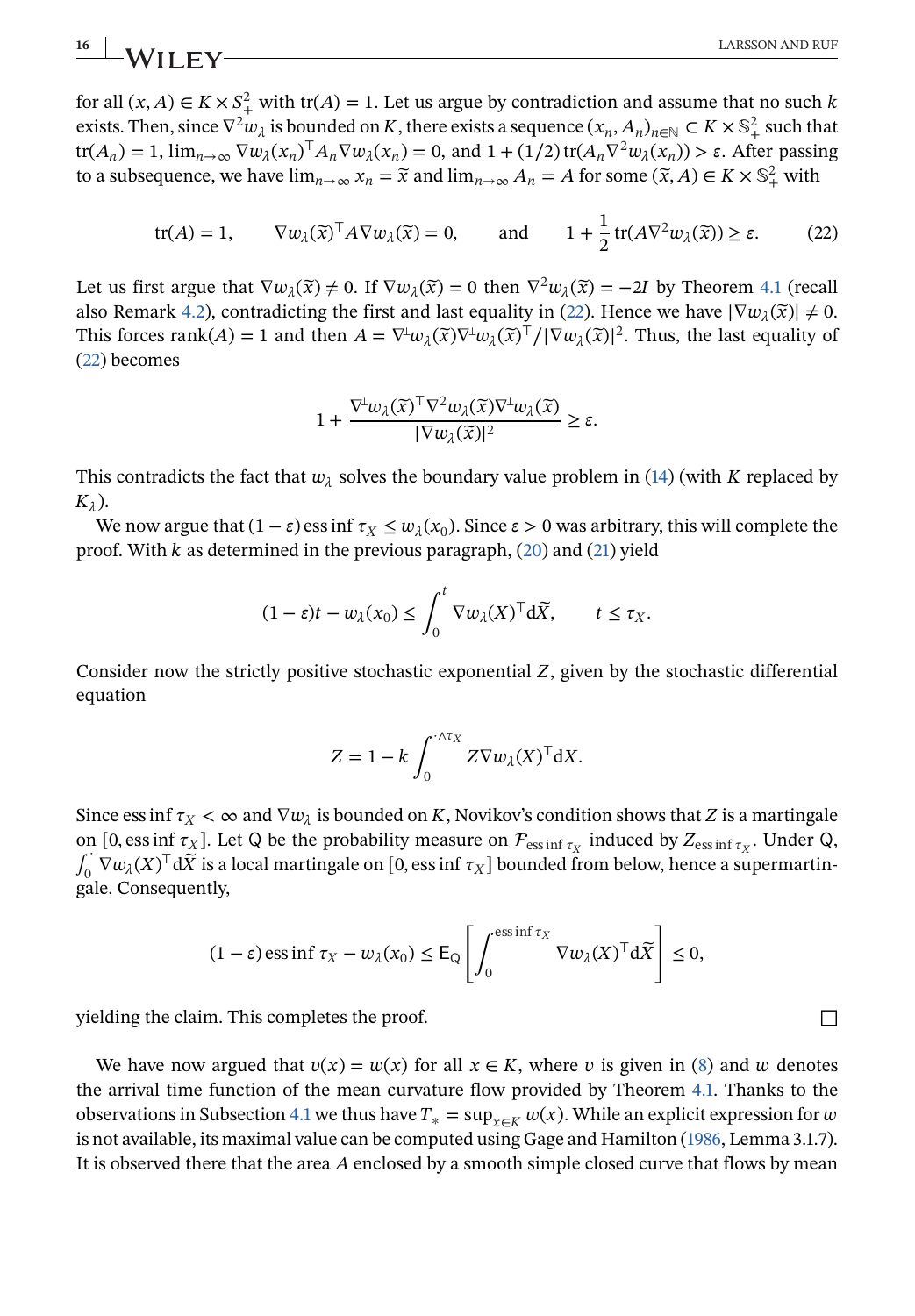for all $(x, A) \in K \times S_+^2$ with $\operatorname{tr}(A) = 1$. Let us argue by contradiction and assume that no such $k$ exists. Then, since $\nabla^2 w_\lambda$ is bounded on $K$, there exists a sequence $(x_n, A_n)_{n\in\mathbb{N}} \subset K \times \mathbb{S}_+^2$ such that $\operatorname{tr}(A_n) = 1$, $\lim_{n\to\infty} \nabla w_\lambda(x_n)^\top A_n \nabla w_\lambda(x_n) = 0$, and $1 + (1/2)\operatorname{tr}(A_n \nabla^2 w_\lambda(x_n)) > \varepsilon$. After passing to a subsequence, we have $\lim_{n\to\infty} x_n = \widetilde{x}$ and $\lim_{n\to\infty} A_n = A$ for some $(\widetilde{x}, A) \in K \times \mathbb{S}_+^2$ with

$$\operatorname{tr}(A) = 1, \qquad \nabla w_\lambda(\widetilde{x})^\top A \nabla w_\lambda(\widetilde{x}) = 0, \qquad \text{and} \qquad 1 + \frac{1}{2}\operatorname{tr}(A\nabla^2 w_\lambda(\widetilde{x})) \geq \varepsilon. \tag{22}$$

Let us first argue that $\nabla w_\lambda(\widetilde{x}) \neq 0$. If $\nabla w_\lambda(\widetilde{x}) = 0$ then $\nabla^2 w_\lambda(\widetilde{x}) = -2I$ by Theorem 4.1 (recall also Remark 4.2), contradicting the first and last equality in (22). Hence we have $|\nabla w_\lambda(\widetilde{x})| \neq 0$. This forces $\operatorname{rank}(A) = 1$ and then $A = \nabla^\perp w_\lambda(\widetilde{x}) \nabla^\perp w_\lambda(\widetilde{x})^\top / |\nabla w_\lambda(\widetilde{x})|^2$. Thus, the last equality of (22) becomes

$$1 + \frac{\nabla^\perp w_\lambda(\widetilde{x})^\top \nabla^2 w_\lambda(\widetilde{x}) \nabla^\perp w_\lambda(\widetilde{x})}{|\nabla w_\lambda(\widetilde{x})|^2} \geq \varepsilon.$$

This contradicts the fact that $w_\lambda$ solves the boundary value problem in (14) (with $K$ replaced by $K_\lambda$).

We now argue that $(1-\varepsilon)\operatorname{ess\,inf} \tau_X \leq w_\lambda(x_0)$. Since $\varepsilon > 0$ was arbitrary, this will complete the proof. With $k$ as determined in the previous paragraph, (20) and (21) yield

$$(1-\varepsilon)t - w_\lambda(x_0) \leq \int_0^t \nabla w_\lambda(X)^\top \mathrm{d}\widetilde{X}, \qquad t \leq \tau_X.$$

Consider now the strictly positive stochastic exponential $Z$, given by the stochastic differential equation

$$Z = 1 - k\int_0^{\cdot\wedge\tau_X} Z\nabla w_\lambda(X)^\top \mathrm{d}X.$$

Since $\operatorname{ess\,inf} \tau_X < \infty$ and $\nabla w_\lambda$ is bounded on $K$, Novikov's condition shows that $Z$ is a martingale on $[0, \operatorname{ess\,inf} \tau_X]$. Let $\mathsf{Q}$ be the probability measure on $\mathcal{F}_{\operatorname{ess\,inf}\tau_X}$ induced by $Z_{\operatorname{ess\,inf}\tau_X}$. Under $\mathsf{Q}$, $\int_0^\cdot \nabla w_\lambda(X)^\top \mathrm{d}\widetilde{X}$ is a local martingale on $[0, \operatorname{ess\,inf} \tau_X]$ bounded from below, hence a supermartingale. Consequently,

$$(1-\varepsilon)\operatorname{ess\,inf} \tau_X - w_\lambda(x_0) \leq \mathsf{E}_\mathsf{Q}\left[\int_0^{\operatorname{ess\,inf}\tau_X} \nabla w_\lambda(X)^\top \mathrm{d}\widetilde{X}\right] \leq 0,$$

yielding the claim. This completes the proof. □

We have now argued that $v(x) = w(x)$ for all $x \in K$, where $v$ is given in (8) and $w$ denotes the arrival time function of the mean curvature flow provided by Theorem 4.1. Thanks to the observations in Subsection 4.1 we thus have $T_* = \sup_{x\in K} w(x)$. While an explicit expression for $w$ is not available, its maximal value can be computed using Gage and Hamilton (1986, Lemma 3.1.7). It is observed there that the area $A$ enclosed by a smooth simple closed curve that flows by mean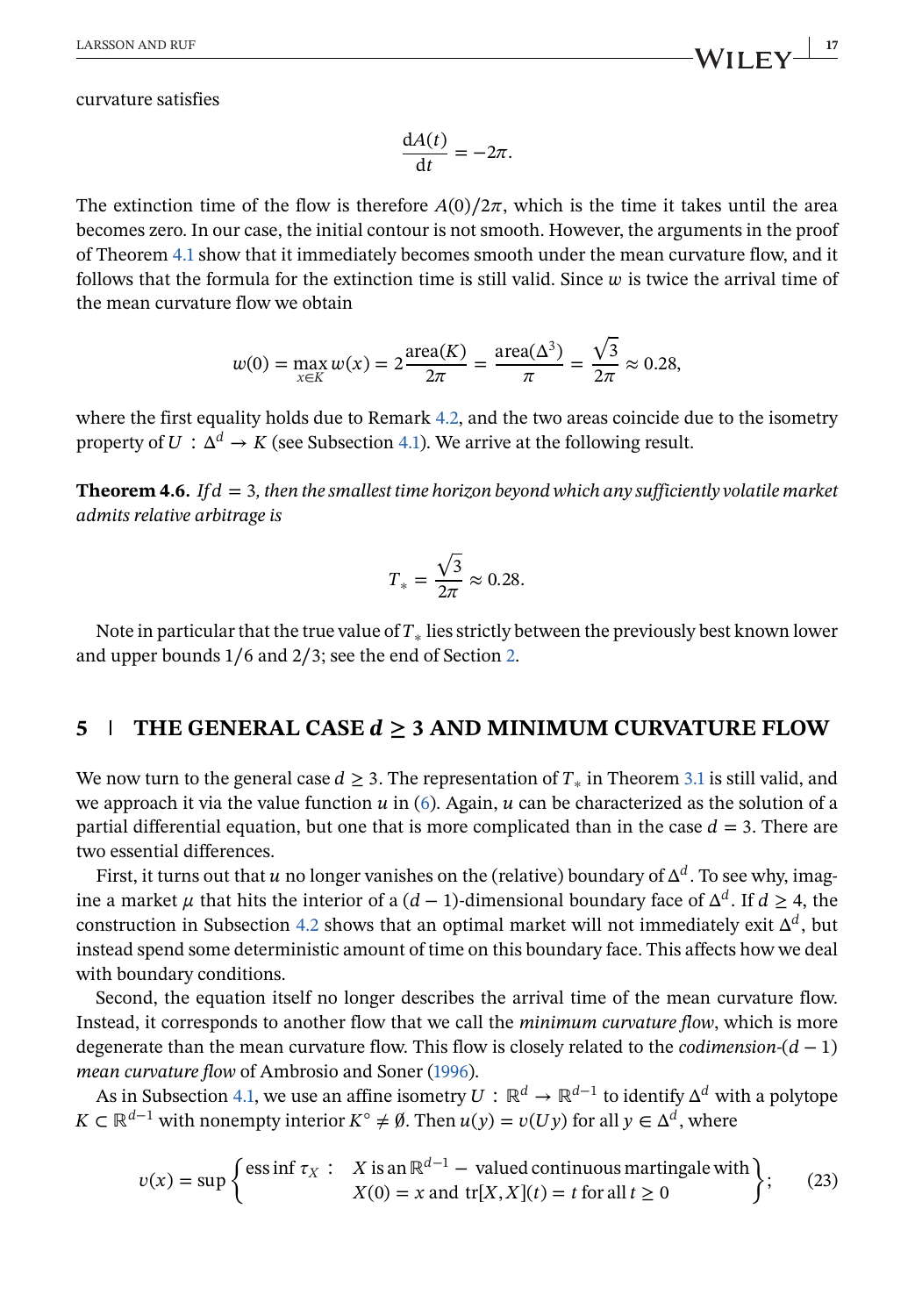curvature satisfies

$$\frac{\mathrm{d}A(t)}{\mathrm{d}t} = -2\pi.$$

The extinction time of the flow is therefore $A(0)/2\pi$, which is the time it takes until the area becomes zero. In our case, the initial contour is not smooth. However, the arguments in the proof of Theorem 4.1 show that it immediately becomes smooth under the mean curvature flow, and it follows that the formula for the extinction time is still valid. Since $w$ is twice the arrival time of the mean curvature flow we obtain

$$w(0) = \max_{x \in K} w(x) = 2\frac{\mathrm{area}(K)}{2\pi} = \frac{\mathrm{area}(\Delta^3)}{\pi} = \frac{\sqrt{3}}{2\pi} \approx 0.28,$$

where the first equality holds due to Remark 4.2, and the two areas coincide due to the isometry property of $U : \Delta^d \to K$ (see Subsection 4.1). We arrive at the following result.

**Theorem 4.6.** *If $d = 3$, then the smallest time horizon beyond which any sufficiently volatile market admits relative arbitrage is*

$$T_* = \frac{\sqrt{3}}{2\pi} \approx 0.28.$$

Note in particular that the true value of $T_*$ lies strictly between the previously best known lower and upper bounds $1/6$ and $2/3$; see the end of Section 2.

## 5 | THE GENERAL CASE $d \geq 3$ AND MINIMUM CURVATURE FLOW

We now turn to the general case $d \geq 3$. The representation of $T_*$ in Theorem 3.1 is still valid, and we approach it via the value function $u$ in (6). Again, $u$ can be characterized as the solution of a partial differential equation, but one that is more complicated than in the case $d = 3$. There are two essential differences.

First, it turns out that $u$ no longer vanishes on the (relative) boundary of $\Delta^d$. To see why, imagine a market $\mu$ that hits the interior of a $(d-1)$-dimensional boundary face of $\Delta^d$. If $d \geq 4$, the construction in Subsection 4.2 shows that an optimal market will not immediately exit $\Delta^d$, but instead spend some deterministic amount of time on this boundary face. This affects how we deal with boundary conditions.

Second, the equation itself no longer describes the arrival time of the mean curvature flow. Instead, it corresponds to another flow that we call the *minimum curvature flow*, which is more degenerate than the mean curvature flow. This flow is closely related to the *codimension-$(d-1)$ mean curvature flow* of Ambrosio and Soner (1996).

As in Subsection 4.1, we use an affine isometry $U : \mathbb{R}^d \to \mathbb{R}^{d-1}$ to identify $\Delta^d$ with a polytope $K \subset \mathbb{R}^{d-1}$ with nonempty interior $K^\circ \neq \emptyset$. Then $u(y) = v(Uy)$ for all $y \in \Delta^d$, where

$$v(x) = \sup \left\{ \operatorname{ess\,inf} \tau_X : \begin{array}{l} X \text{ is an } \mathbb{R}^{d-1}-\text{ valued continuous martingale with} \\ X(0) = x \text{ and } \operatorname{tr}[X,X](t) = t \text{ for all } t \geq 0 \end{array} \right\}; \tag{23}$$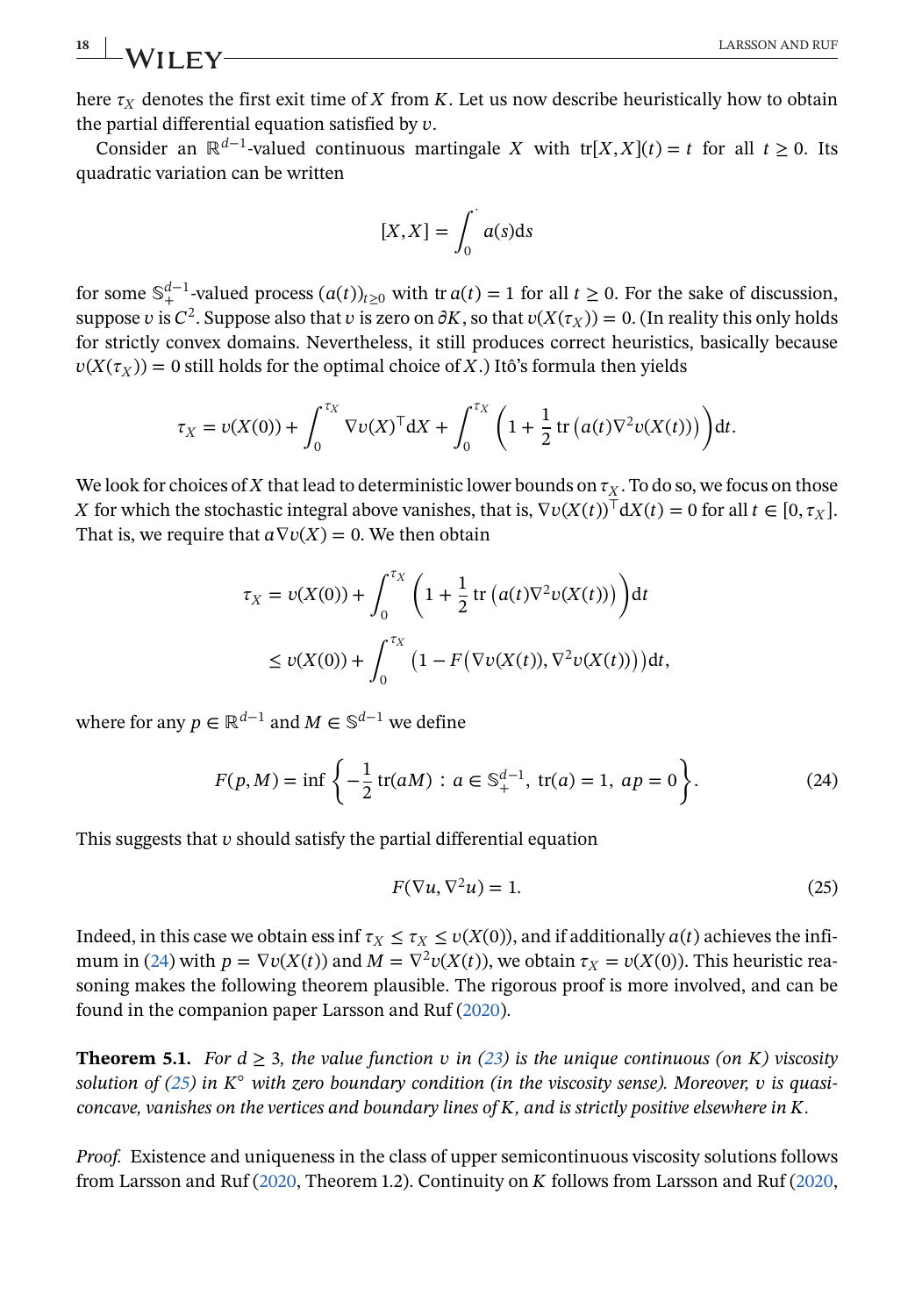here $\tau_X$ denotes the first exit time of $X$ from $K$. Let us now describe heuristically how to obtain the partial differential equation satisfied by $v$.

Consider an $\mathbb{R}^{d-1}$-valued continuous martingale $X$ with $\operatorname{tr}[X, X](t) = t$ for all $t \geq 0$. Its quadratic variation can be written

$$[X, X] = \int_0^{\cdot} a(s)\mathrm{d}s$$

for some $\mathbb{S}_+^{d-1}$-valued process $(a(t))_{t\geq 0}$ with $\operatorname{tr} a(t) = 1$ for all $t \geq 0$. For the sake of discussion, suppose $v$ is $C^2$. Suppose also that $v$ is zero on $\partial K$, so that $v(X(\tau_X)) = 0$. (In reality this only holds for strictly convex domains. Nevertheless, it still produces correct heuristics, basically because $v(X(\tau_X)) = 0$ still holds for the optimal choice of $X$.) Itô's formula then yields

$$\tau_X = v(X(0)) + \int_0^{\tau_X} \nabla v(X)^\top \mathrm{d}X + \int_0^{\tau_X} \left(1 + \frac{1}{2}\operatorname{tr}\left(a(t)\nabla^2 v(X(t))\right)\right)\mathrm{d}t.$$

We look for choices of $X$ that lead to deterministic lower bounds on $\tau_X$. To do so, we focus on those $X$ for which the stochastic integral above vanishes, that is, $\nabla v(X(t))^\top \mathrm{d}X(t) = 0$ for all $t \in [0, \tau_X]$. That is, we require that $a\nabla v(X) = 0$. We then obtain

$$\begin{aligned}
\tau_X &= v(X(0)) + \int_0^{\tau_X} \left(1 + \frac{1}{2}\operatorname{tr}\left(a(t)\nabla^2 v(X(t))\right)\right)\mathrm{d}t \\
&\leq v(X(0)) + \int_0^{\tau_X} \left(1 - F\left(\nabla v(X(t)), \nabla^2 v(X(t))\right)\right)\mathrm{d}t,
\end{aligned}$$

where for any $p \in \mathbb{R}^{d-1}$ and $M \in \mathbb{S}^{d-1}$ we define

$$F(p, M) = \inf\left\{-\frac{1}{2}\operatorname{tr}(aM) : a \in \mathbb{S}_+^{d-1},\ \operatorname{tr}(a) = 1,\ ap = 0\right\}. \tag{24}$$

This suggests that $v$ should satisfy the partial differential equation

$$F(\nabla u, \nabla^2 u) = 1. \tag{25}$$

Indeed, in this case we obtain $\operatorname{ess\,inf} \tau_X \leq \tau_X \leq v(X(0))$, and if additionally $a(t)$ achieves the infimum in (24) with $p = \nabla v(X(t))$ and $M = \nabla^2 v(X(t))$, we obtain $\tau_X = v(X(0))$. This heuristic reasoning makes the following theorem plausible. The rigorous proof is more involved, and can be found in the companion paper Larsson and Ruf (2020).

**Theorem 5.1.** *For $d \geq 3$, the value function $v$ in (23) is the unique continuous (on $K$) viscosity solution of (25) in $K^\circ$ with zero boundary condition (in the viscosity sense). Moreover, $v$ is quasi-concave, vanishes on the vertices and boundary lines of $K$, and is strictly positive elsewhere in $K$.*

*Proof.* Existence and uniqueness in the class of upper semicontinuous viscosity solutions follows from Larsson and Ruf (2020, Theorem 1.2). Continuity on $K$ follows from Larsson and Ruf (2020,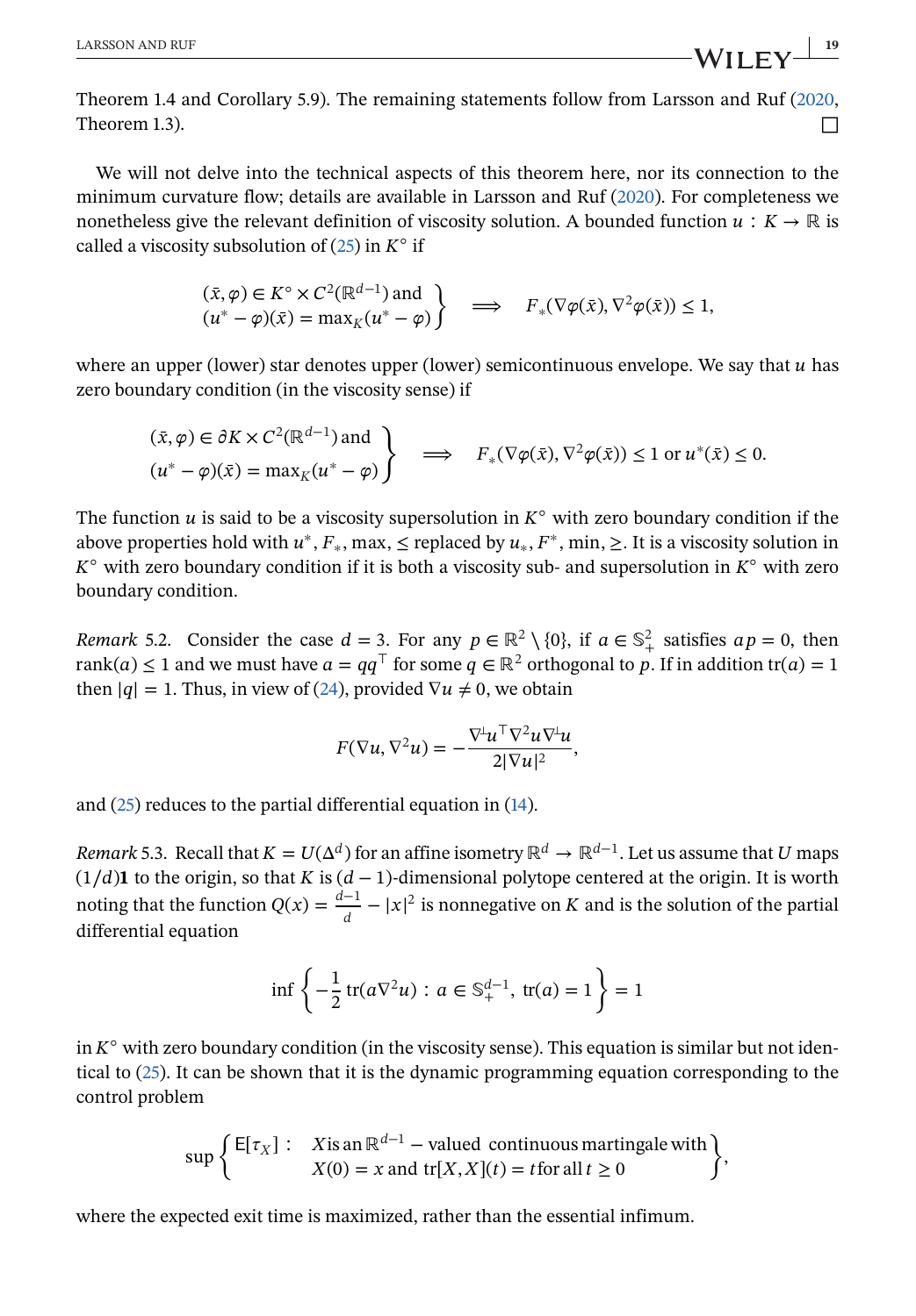Theorem 1.4 and Corollary 5.9). The remaining statements follow from Larsson and Ruf (2020, Theorem 1.3). $\square$

We will not delve into the technical aspects of this theorem here, nor its connection to the minimum curvature flow; details are available in Larsson and Ruf (2020). For completeness we nonetheless give the relevant definition of viscosity solution. A bounded function $u : K \to \mathbb{R}$ is called a viscosity subsolution of (25) in $K^\circ$ if

$$\left.\begin{array}{l}(\bar{x}, \varphi) \in K^\circ \times C^2(\mathbb{R}^{d-1}) \text{ and} \\ (u^* - \varphi)(\bar{x}) = \max_K (u^* - \varphi)\end{array}\right\} \implies F_*(\nabla\varphi(\bar{x}), \nabla^2\varphi(\bar{x})) \le 1,$$

where an upper (lower) star denotes upper (lower) semicontinuous envelope. We say that $u$ has zero boundary condition (in the viscosity sense) if

$$\left.\begin{array}{l}(\bar{x}, \varphi) \in \partial K \times C^2(\mathbb{R}^{d-1}) \text{ and} \\ (u^* - \varphi)(\bar{x}) = \max_K (u^* - \varphi)\end{array}\right\} \implies F_*(\nabla\varphi(\bar{x}), \nabla^2\varphi(\bar{x})) \le 1 \text{ or } u^*(\bar{x}) \le 0.$$

The function $u$ is said to be a viscosity supersolution in $K^\circ$ with zero boundary condition if the above properties hold with $u^*$, $F_*$, max, $\le$ replaced by $u_*$, $F^*$, min, $\ge$. It is a viscosity solution in $K^\circ$ with zero boundary condition if it is both a viscosity sub- and supersolution in $K^\circ$ with zero boundary condition.

*Remark* 5.2. Consider the case $d = 3$. For any $p \in \mathbb{R}^2 \setminus \{0\}$, if $a \in \mathbb{S}^2_+$ satisfies $ap = 0$, then $\operatorname{rank}(a) \le 1$ and we must have $a = qq^\top$ for some $q \in \mathbb{R}^2$ orthogonal to $p$. If in addition $\operatorname{tr}(a) = 1$ then $|q| = 1$. Thus, in view of (24), provided $\nabla u \neq 0$, we obtain

$$F(\nabla u, \nabla^2 u) = -\frac{\nabla^\perp u^\top \nabla^2 u \nabla^\perp u}{2|\nabla u|^2},$$

and (25) reduces to the partial differential equation in (14).

*Remark* 5.3. Recall that $K = U(\Delta^d)$ for an affine isometry $\mathbb{R}^d \to \mathbb{R}^{d-1}$. Let us assume that $U$ maps $(1/d)\mathbf{1}$ to the origin, so that $K$ is $(d-1)$-dimensional polytope centered at the origin. It is worth noting that the function $Q(x) = \frac{d-1}{d} - |x|^2$ is nonnegative on $K$ and is the solution of the partial differential equation

$$\inf\left\{-\frac{1}{2}\operatorname{tr}(a\nabla^2 u) : a \in \mathbb{S}^{d-1}_+,\ \operatorname{tr}(a) = 1\right\} = 1$$

in $K^\circ$ with zero boundary condition (in the viscosity sense). This equation is similar but not identical to (25). It can be shown that it is the dynamic programming equation corresponding to the control problem

$$\sup\left\{\mathsf{E}[\tau_X] : \begin{array}{l} X \text{ is an } \mathbb{R}^{d-1}\text{-valued continuous martingale with} \\ X(0) = x \text{ and } \operatorname{tr}[X, X](t) = t \text{ for all } t \ge 0\end{array}\right\},$$

where the expected exit time is maximized, rather than the essential infimum.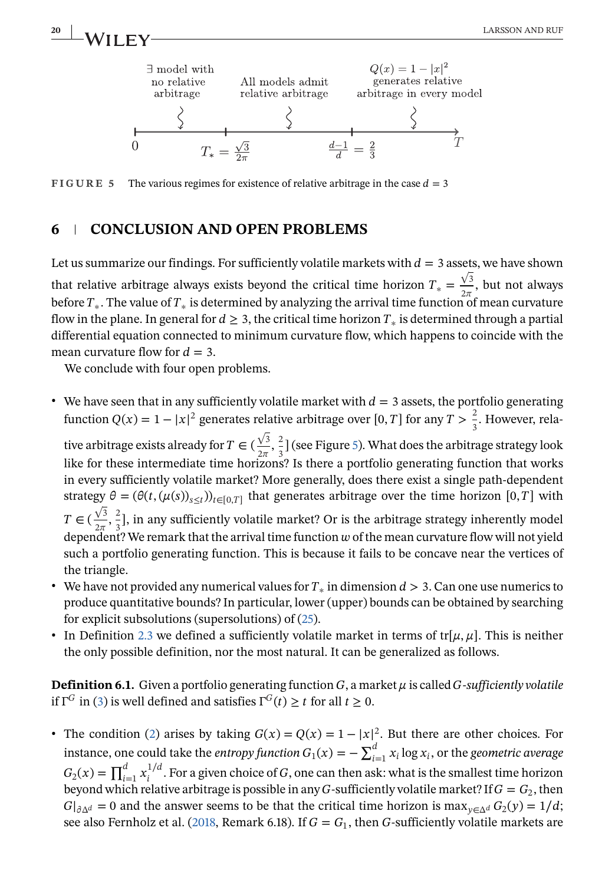FIGURE 5 The various regimes for existence of relative arbitrage in the case $d = 3$

## 6 | CONCLUSION AND OPEN PROBLEMS

Let us summarize our findings. For sufficiently volatile markets with $d = 3$ assets, we have shown that relative arbitrage always exists beyond the critical time horizon $T_* = \frac{\sqrt{3}}{2\pi}$, but not always before $T_*$. The value of $T_*$ is determined by analyzing the arrival time function of mean curvature flow in the plane. In general for $d \geq 3$, the critical time horizon $T_*$ is determined through a partial differential equation connected to minimum curvature flow, which happens to coincide with the mean curvature flow for $d = 3$.

We conclude with four open problems.

- We have seen that in any sufficiently volatile market with $d = 3$ assets, the portfolio generating function $Q(x) = 1 - |x|^2$ generates relative arbitrage over $[0, T]$ for any $T > \frac{2}{3}$. However, relative arbitrage exists already for $T \in (\frac{\sqrt{3}}{2\pi}, \frac{2}{3}]$ (see Figure 5). What does the arbitrage strategy look like for these intermediate time horizons? Is there a portfolio generating function that works in every sufficiently volatile market? More generally, does there exist a single path-dependent strategy $\theta = (\theta(t, (\mu(s))_{s \leq t}))_{t \in [0,T]}$ that generates arbitrage over the time horizon $[0, T]$ with $T \in (\frac{\sqrt{3}}{2\pi}, \frac{2}{3}]$, in any sufficiently volatile market? Or is the arbitrage strategy inherently model dependent? We remark that the arrival time function $w$ of the mean curvature flow will not yield such a portfolio generating function. This is because it fails to be concave near the vertices of the triangle.
- We have not provided any numerical values for $T_*$ in dimension $d > 3$. Can one use numerics to produce quantitative bounds? In particular, lower (upper) bounds can be obtained by searching for explicit subsolutions (supersolutions) of (25).
- In Definition 2.3 we defined a sufficiently volatile market in terms of $\mathrm{tr}[\mu, \mu]$. This is neither the only possible definition, nor the most natural. It can be generalized as follows.

**Definition 6.1.** Given a portfolio generating function $G$, a market $\mu$ is called *$G$-sufficiently volatile* if $\Gamma^G$ in (3) is well defined and satisfies $\Gamma^G(t) \geq t$ for all $t \geq 0$.

- The condition (2) arises by taking $G(x) = Q(x) = 1 - |x|^2$. But there are other choices. For instance, one could take the *entropy function* $G_1(x) = -\sum_{i=1}^d x_i \log x_i$, or the *geometric average* $G_2(x) = \prod_{i=1}^d x_i^{1/d}$. For a given choice of $G$, one can then ask: what is the smallest time horizon beyond which relative arbitrage is possible in any $G$-sufficiently volatile market? If $G = G_2$, then $G|_{\partial \Delta^d} = 0$ and the answer seems to be that the critical time horizon is $\max_{y \in \Delta^d} G_2(y) = 1/d$; see also Fernholz et al. (2018, Remark 6.18). If $G = G_1$, then $G$-sufficiently volatile markets are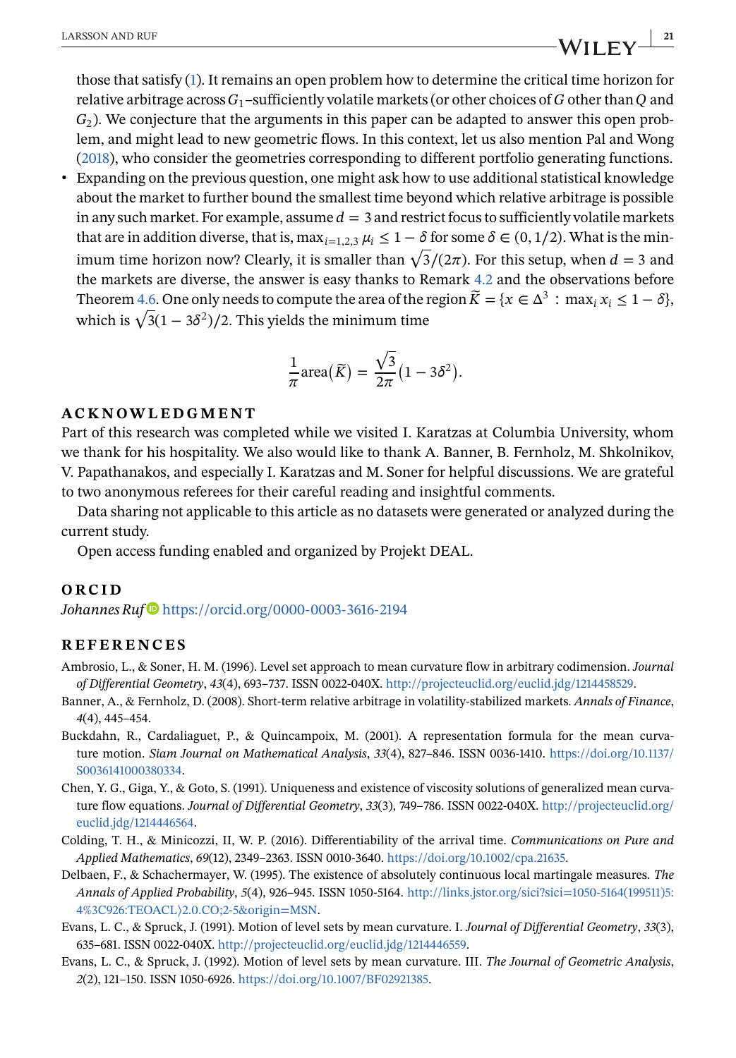those that satisfy (1). It remains an open problem how to determine the critical time horizon for relative arbitrage across $G_1$–sufficiently volatile markets (or other choices of $G$ other than $Q$ and $G_2$). We conjecture that the arguments in this paper can be adapted to answer this open problem, and might lead to new geometric flows. In this context, let us also mention Pal and Wong (2018), who consider the geometries corresponding to different portfolio generating functions.

- Expanding on the previous question, one might ask how to use additional statistical knowledge about the market to further bound the smallest time beyond which relative arbitrage is possible in any such market. For example, assume $d = 3$ and restrict focus to sufficiently volatile markets that are in addition diverse, that is, $\max_{i=1,2,3} \mu_i \leq 1 - \delta$ for some $\delta \in (0, 1/2)$. What is the minimum time horizon now? Clearly, it is smaller than $\sqrt{3}/(2\pi)$. For this setup, when $d = 3$ and the markets are diverse, the answer is easy thanks to Remark 4.2 and the observations before Theorem 4.6. One only needs to compute the area of the region $\widetilde{K} = \{x \in \Delta^3 : \max_i x_i \leq 1 - \delta\}$, which is $\sqrt{3}(1 - 3\delta^2)/2$. This yields the minimum time

$$\frac{1}{\pi}\text{area}(\widetilde{K}) = \frac{\sqrt{3}}{2\pi}(1 - 3\delta^2).$$

## ACKNOWLEDGMENT

Part of this research was completed while we visited I. Karatzas at Columbia University, whom we thank for his hospitality. We also would like to thank A. Banner, B. Fernholz, M. Shkolnikov, V. Papathanakos, and especially I. Karatzas and M. Soner for helpful discussions. We are grateful to two anonymous referees for their careful reading and insightful comments.

Data sharing not applicable to this article as no datasets were generated or analyzed during the current study.

Open access funding enabled and organized by Projekt DEAL.

## ORCID

*Johannes Ruf* https://orcid.org/0000-0003-3616-2194

## REFERENCES

Ambrosio, L., & Soner, H. M. (1996). Level set approach to mean curvature flow in arbitrary codimension. *Journal of Differential Geometry*, *43*(4), 693–737. ISSN 0022-040X. http://projecteuclid.org/euclid.jdg/1214458529.

Banner, A., & Fernholz, D. (2008). Short-term relative arbitrage in volatility-stabilized markets. *Annals of Finance*, *4*(4), 445–454.

Buckdahn, R., Cardaliaguet, P., & Quincampoix, M. (2001). A representation formula for the mean curvature motion. *Siam Journal on Mathematical Analysis*, *33*(4), 827–846. ISSN 0036-1410. https://doi.org/10.1137/S0036141000380334.

Chen, Y. G., Giga, Y., & Goto, S. (1991). Uniqueness and existence of viscosity solutions of generalized mean curvature flow equations. *Journal of Differential Geometry*, *33*(3), 749–786. ISSN 0022-040X. http://projecteuclid.org/euclid.jdg/1214446564.

Colding, T. H., & Minicozzi, II, W. P. (2016). Differentiability of the arrival time. *Communications on Pure and Applied Mathematics*, *69*(12), 2349–2363. ISSN 0010-3640. https://doi.org/10.1002/cpa.21635.

Delbaen, F., & Schachermayer, W. (1995). The existence of absolutely continuous local martingale measures. *The Annals of Applied Probability*, *5*(4), 926–945. ISSN 1050-5164. http://links.jstor.org/sici?sici=1050-5164(199511)5:4%3C926:TEOACL⟩2.0.CO;2-5&origin=MSN.

Evans, L. C., & Spruck, J. (1991). Motion of level sets by mean curvature. I. *Journal of Differential Geometry*, *33*(3), 635–681. ISSN 0022-040X. http://projecteuclid.org/euclid.jdg/1214446559.

Evans, L. C., & Spruck, J. (1992). Motion of level sets by mean curvature. III. *The Journal of Geometric Analysis*, *2*(2), 121–150. ISSN 1050-6926. https://doi.org/10.1007/BF02921385.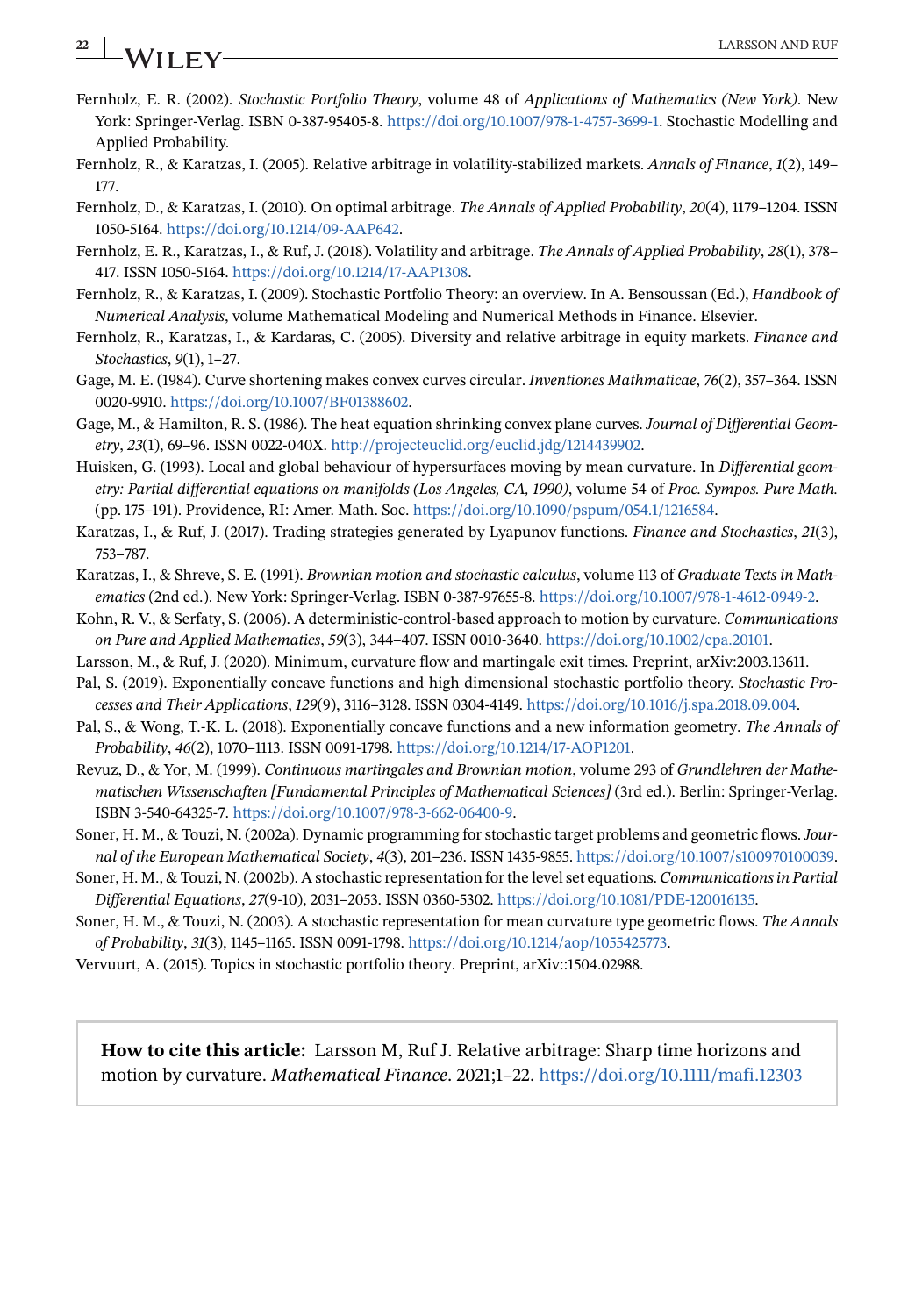Fernholz, E. R. (2002). *Stochastic Portfolio Theory*, volume 48 of *Applications of Mathematics (New York)*. New York: Springer-Verlag. ISBN 0-387-95405-8. https://doi.org/10.1007/978-1-4757-3699-1. Stochastic Modelling and Applied Probability.

Fernholz, R., & Karatzas, I. (2005). Relative arbitrage in volatility-stabilized markets. *Annals of Finance*, *1*(2), 149–177.

Fernholz, D., & Karatzas, I. (2010). On optimal arbitrage. *The Annals of Applied Probability*, *20*(4), 1179–1204. ISSN 1050-5164. https://doi.org/10.1214/09-AAP642.

Fernholz, E. R., Karatzas, I., & Ruf, J. (2018). Volatility and arbitrage. *The Annals of Applied Probability*, *28*(1), 378–417. ISSN 1050-5164. https://doi.org/10.1214/17-AAP1308.

Fernholz, R., & Karatzas, I. (2009). Stochastic Portfolio Theory: an overview. In A. Bensoussan (Ed.), *Handbook of Numerical Analysis*, volume Mathematical Modeling and Numerical Methods in Finance. Elsevier.

Fernholz, R., Karatzas, I., & Kardaras, C. (2005). Diversity and relative arbitrage in equity markets. *Finance and Stochastics*, *9*(1), 1–27.

Gage, M. E. (1984). Curve shortening makes convex curves circular. *Inventiones Mathmaticae*, *76*(2), 357–364. ISSN 0020-9910. https://doi.org/10.1007/BF01388602.

Gage, M., & Hamilton, R. S. (1986). The heat equation shrinking convex plane curves. *Journal of Differential Geometry*, *23*(1), 69–96. ISSN 0022-040X. http://projecteuclid.org/euclid.jdg/1214439902.

Huisken, G. (1993). Local and global behaviour of hypersurfaces moving by mean curvature. In *Differential geometry: Partial differential equations on manifolds (Los Angeles, CA, 1990)*, volume 54 of *Proc. Sympos. Pure Math.* (pp. 175–191). Providence, RI: Amer. Math. Soc. https://doi.org/10.1090/pspum/054.1/1216584.

Karatzas, I., & Ruf, J. (2017). Trading strategies generated by Lyapunov functions. *Finance and Stochastics*, *21*(3), 753–787.

Karatzas, I., & Shreve, S. E. (1991). *Brownian motion and stochastic calculus*, volume 113 of *Graduate Texts in Mathematics* (2nd ed.). New York: Springer-Verlag. ISBN 0-387-97655-8. https://doi.org/10.1007/978-1-4612-0949-2.

Kohn, R. V., & Serfaty, S. (2006). A deterministic-control-based approach to motion by curvature. *Communications on Pure and Applied Mathematics*, *59*(3), 344–407. ISSN 0010-3640. https://doi.org/10.1002/cpa.20101.

Larsson, M., & Ruf, J. (2020). Minimum, curvature flow and martingale exit times. Preprint, arXiv:2003.13611.

Pal, S. (2019). Exponentially concave functions and high dimensional stochastic portfolio theory. *Stochastic Processes and Their Applications*, *129*(9), 3116–3128. ISSN 0304-4149. https://doi.org/10.1016/j.spa.2018.09.004.

Pal, S., & Wong, T.-K. L. (2018). Exponentially concave functions and a new information geometry. *The Annals of Probability*, *46*(2), 1070–1113. ISSN 0091-1798. https://doi.org/10.1214/17-AOP1201.

Revuz, D., & Yor, M. (1999). *Continuous martingales and Brownian motion*, volume 293 of *Grundlehren der Mathematischen Wissenschaften [Fundamental Principles of Mathematical Sciences]* (3rd ed.). Berlin: Springer-Verlag. ISBN 3-540-64325-7. https://doi.org/10.1007/978-3-662-06400-9.

Soner, H. M., & Touzi, N. (2002a). Dynamic programming for stochastic target problems and geometric flows. *Journal of the European Mathematical Society*, *4*(3), 201–236. ISSN 1435-9855. https://doi.org/10.1007/s100970100039.

Soner, H. M., & Touzi, N. (2002b). A stochastic representation for the level set equations. *Communications in Partial Differential Equations*, *27*(9-10), 2031–2053. ISSN 0360-5302. https://doi.org/10.1081/PDE-120016135.

Soner, H. M., & Touzi, N. (2003). A stochastic representation for mean curvature type geometric flows. *The Annals of Probability*, *31*(3), 1145–1165. ISSN 0091-1798. https://doi.org/10.1214/aop/1055425773.

Vervuurt, A. (2015). Topics in stochastic portfolio theory. Preprint, arXiv::1504.02988.

**How to cite this article:** Larsson M, Ruf J. Relative arbitrage: Sharp time horizons and motion by curvature. *Mathematical Finance*. 2021;1–22. https://doi.org/10.1111/mafi.12303